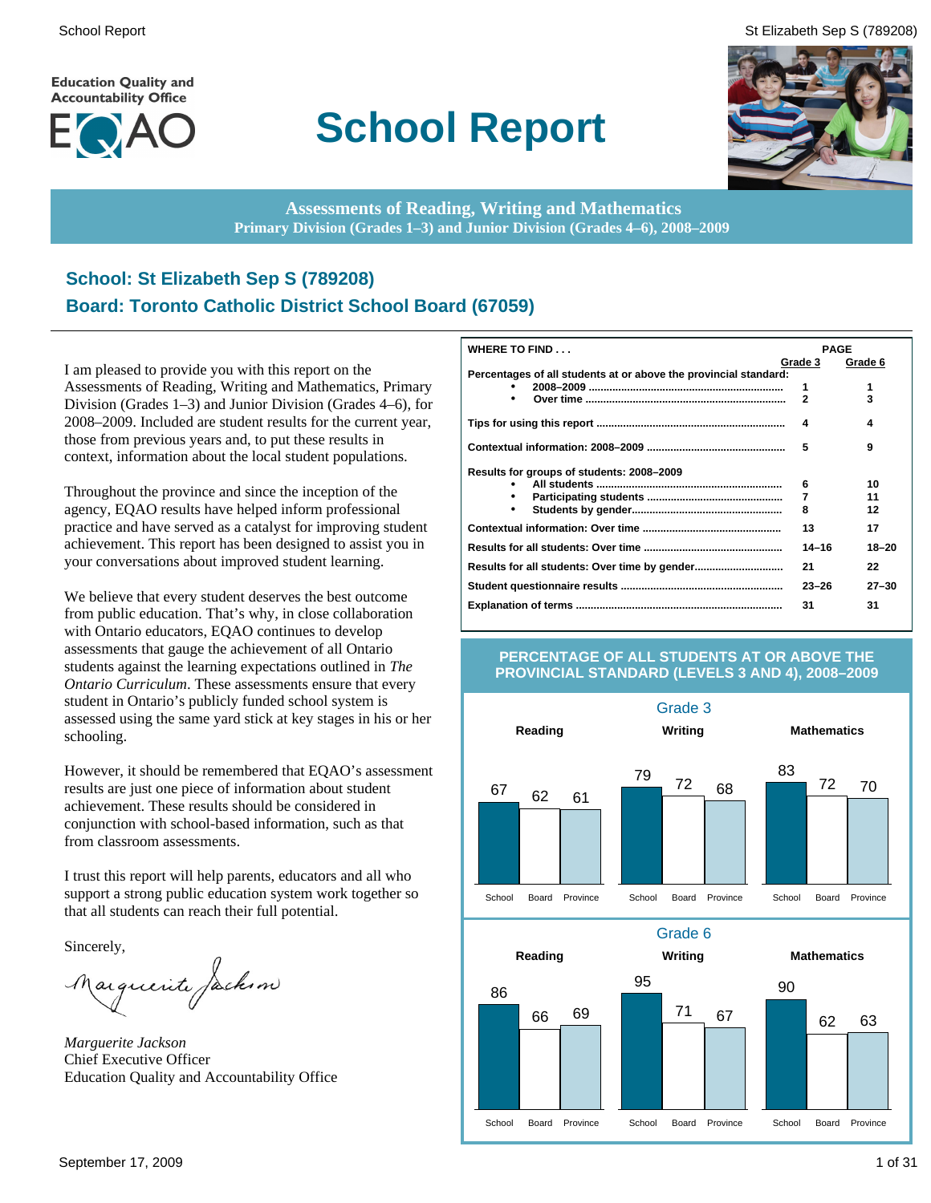# School Report

**Education Quality and Accountability Office**

**Assessments of Reading, Writing and Mathematics**
**Primary Division (Grades 1–3) and Junior Division (Grades 4–6), 2008–2009**

## School: St Elizabeth Sep S (789208)
## Board: Toronto Catholic District School Board (67059)

I am pleased to provide you with this report on the Assessments of Reading, Writing and Mathematics, Primary Division (Grades 1–3) and Junior Division (Grades 4–6), for 2008–2009. Included are student results for the current year, those from previous years and, to put these results in context, information about the local student populations.

Throughout the province and since the inception of the agency, EQAO results have helped inform professional practice and have served as a catalyst for improving student achievement. This report has been designed to assist you in your conversations about improved student learning.

We believe that every student deserves the best outcome from public education. That's why, in close collaboration with Ontario educators, EQAO continues to develop assessments that gauge the achievement of all Ontario students against the learning expectations outlined in *The Ontario Curriculum*. These assessments ensure that every student in Ontario's publicly funded school system is assessed using the same yard stick at key stages in his or her schooling.

However, it should be remembered that EQAO's assessment results are just one piece of information about student achievement. These results should be considered in conjunction with school-based information, such as that from classroom assessments.

I trust this report will help parents, educators and all who support a strong public education system work together so that all students can reach their full potential.

Sincerely,

*Marguerite Jackson*
Chief Executive Officer
Education Quality and Accountability Office

| WHERE TO FIND . . . | PAGE Grade 3 | PAGE Grade 6 |
|---|---|---|
| **Percentages of all students at or above the provincial standard:** | | |
| • 2008–2009 | 1 | 1 |
| • Over time | 2 | 3 |
| **Tips for using this report** | 4 | 4 |
| **Contextual information: 2008–2009** | 5 | 9 |
| **Results for groups of students: 2008–2009** | | |
| • All students | 6 | 10 |
| • Participating students | 7 | 11 |
| • Students by gender | 8 | 12 |
| **Contextual information: Over time** | 13 | 17 |
| **Results for all students: Over time** | 14–16 | 18–20 |
| **Results for all students: Over time by gender** | 21 | 22 |
| **Student questionnaire results** | 23–26 | 27–30 |
| **Explanation of terms** | 31 | 31 |

**PERCENTAGE OF ALL STUDENTS AT OR ABOVE THE PROVINCIAL STANDARD (LEVELS 3 AND 4), 2008–2009**

**Grade 3**

| | School | Board | Province |
|---|---|---|---|
| Reading | 67 | 62 | 61 |
| Writing | 79 | 72 | 68 |
| Mathematics | 83 | 72 | 70 |

**Grade 6**

| | School | Board | Province |
|---|---|---|---|
| Reading | 86 | 66 | 69 |
| Writing | 95 | 71 | 67 |
| Mathematics | 90 | 62 | 63 |

September 17, 2009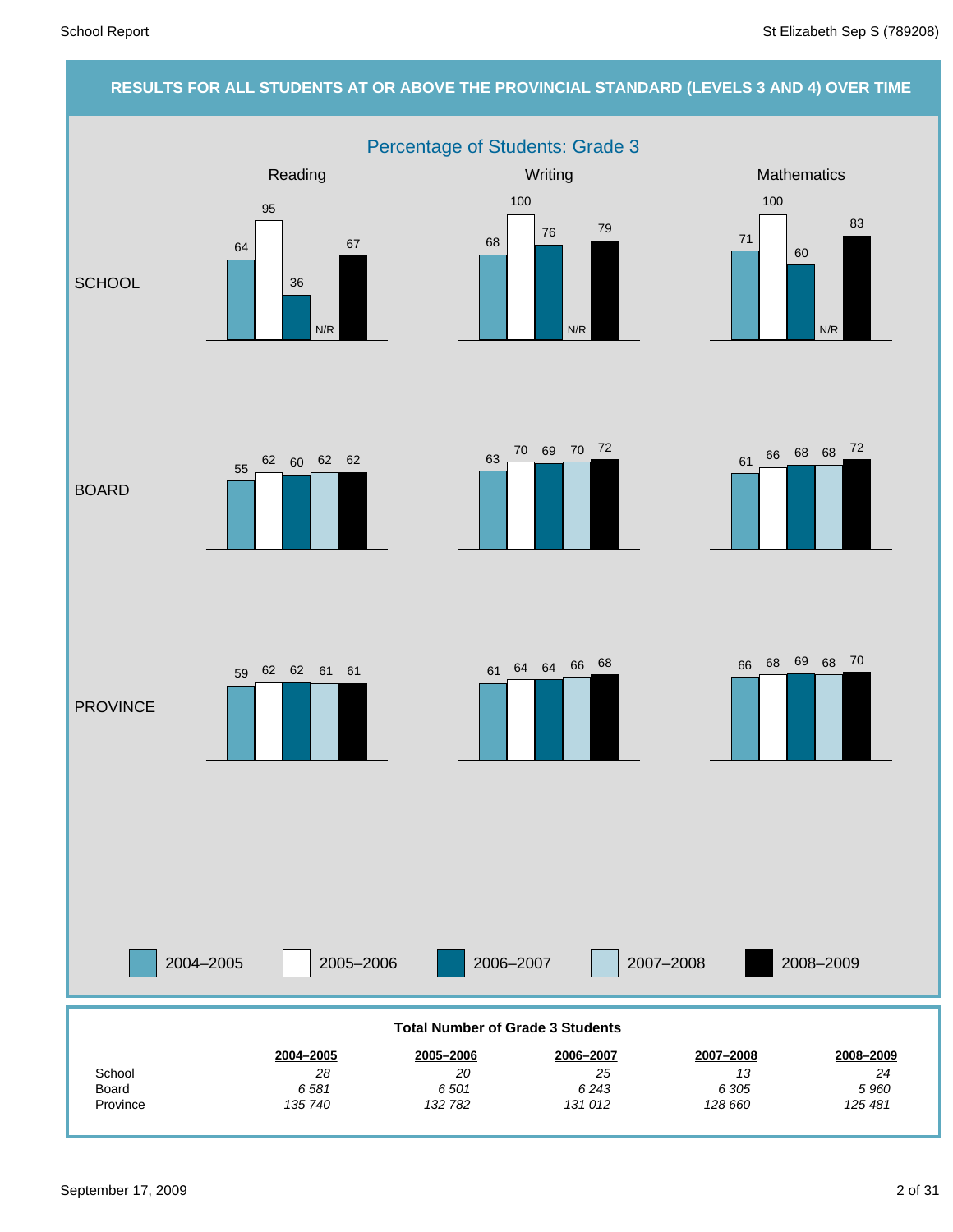## RESULTS FOR ALL STUDENTS AT OR ABOVE THE PROVINCIAL STANDARD (LEVELS 3 AND 4) OVER TIME

### Percentage of Students: Grade 3

| | | 2004–2005 | 2005–2006 | 2006–2007 | 2007–2008 | 2008–2009 |
|---|---|---|---|---|---|---|
| SCHOOL | Reading | 64 | 95 | 36 | N/R | 67 |
| SCHOOL | Writing | 68 | 100 | 76 | N/R | 79 |
| SCHOOL | Mathematics | 71 | 100 | 60 | N/R | 83 |
| BOARD | Reading | 55 | 62 | 60 | 62 | 62 |
| BOARD | Writing | 63 | 70 | 69 | 70 | 72 |
| BOARD | Mathematics | 61 | 66 | 68 | 68 | 72 |
| PROVINCE | Reading | 59 | 62 | 62 | 61 | 61 |
| PROVINCE | Writing | 61 | 64 | 64 | 66 | 68 |
| PROVINCE | Mathematics | 66 | 68 | 69 | 68 | 70 |

**Total Number of Grade 3 Students**

| | 2004–2005 | 2005–2006 | 2006–2007 | 2007–2008 | 2008–2009 |
|---|---|---|---|---|---|
| School | *28* | *20* | *25* | *13* | *24* |
| Board | *6 581* | *6 501* | *6 243* | *6 305* | *5 960* |
| Province | *135 740* | *132 782* | *131 012* | *128 660* | *125 481* |

September 17, 2009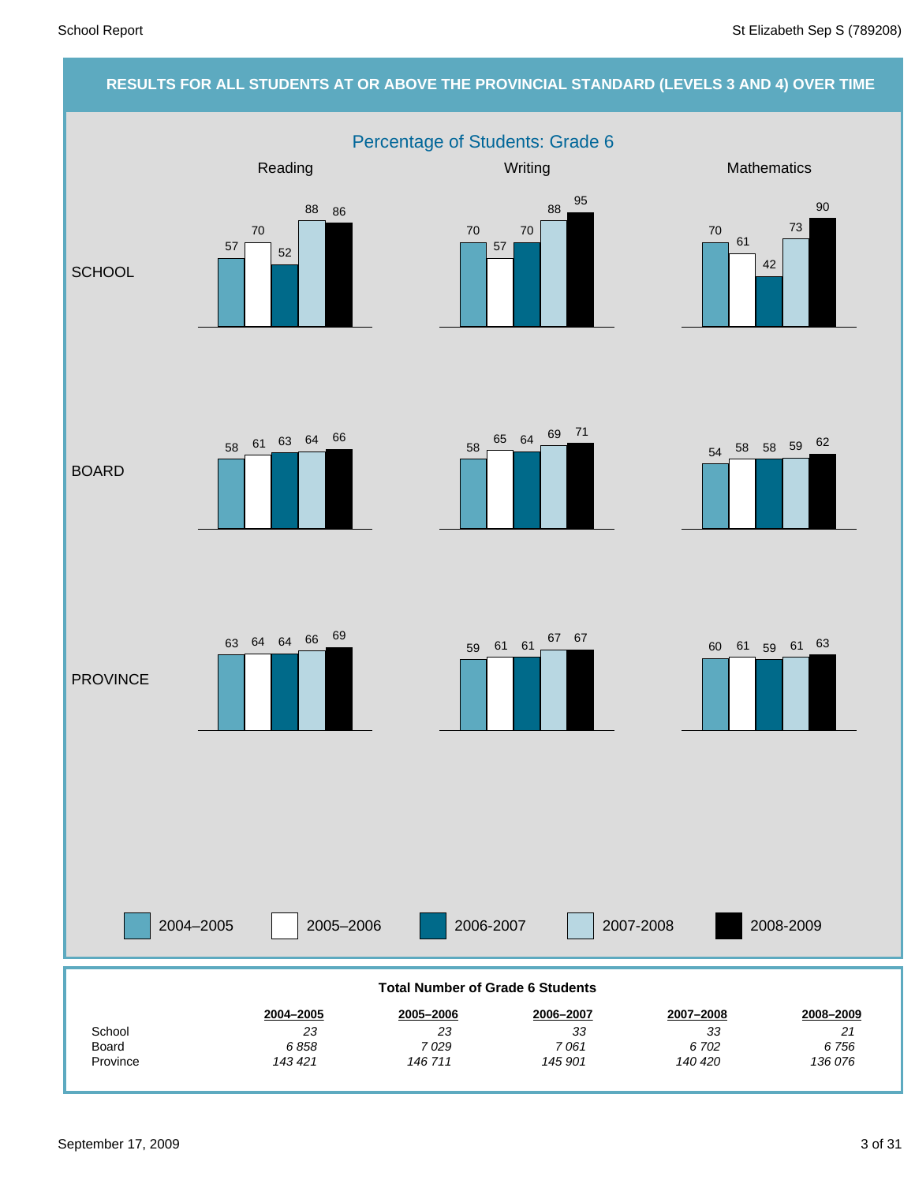## RESULTS FOR ALL STUDENTS AT OR ABOVE THE PROVINCIAL STANDARD (LEVELS 3 AND 4) OVER TIME

### Percentage of Students: Grade 6

| | Year | Reading | Writing | Mathematics |
|---|---|---|---|---|
| SCHOOL | 2004–2005 | 57 | 70 | 70 |
| | 2005–2006 | 70 | 57 | 61 |
| | 2006-2007 | 52 | 70 | 42 |
| | 2007-2008 | 88 | 88 | 73 |
| | 2008-2009 | 86 | 95 | 90 |
| BOARD | 2004–2005 | 58 | 58 | 54 |
| | 2005–2006 | 61 | 65 | 58 |
| | 2006-2007 | 63 | 64 | 58 |
| | 2007-2008 | 64 | 69 | 59 |
| | 2008-2009 | 66 | 71 | 62 |
| PROVINCE | 2004–2005 | 63 | 59 | 60 |
| | 2005–2006 | 64 | 61 | 61 |
| | 2006-2007 | 64 | 61 | 59 |
| | 2007-2008 | 66 | 67 | 61 |
| | 2008-2009 | 69 | 67 | 63 |

**Total Number of Grade 6 Students**

| | 2004–2005 | 2005–2006 | 2006–2007 | 2007–2008 | 2008–2009 |
|---|---|---|---|---|---|
| School | *23* | *23* | *33* | *33* | *21* |
| Board | *6 858* | *7 029* | *7 061* | *6 702* | *6 756* |
| Province | *143 421* | *146 711* | *145 901* | *140 420* | *136 076* |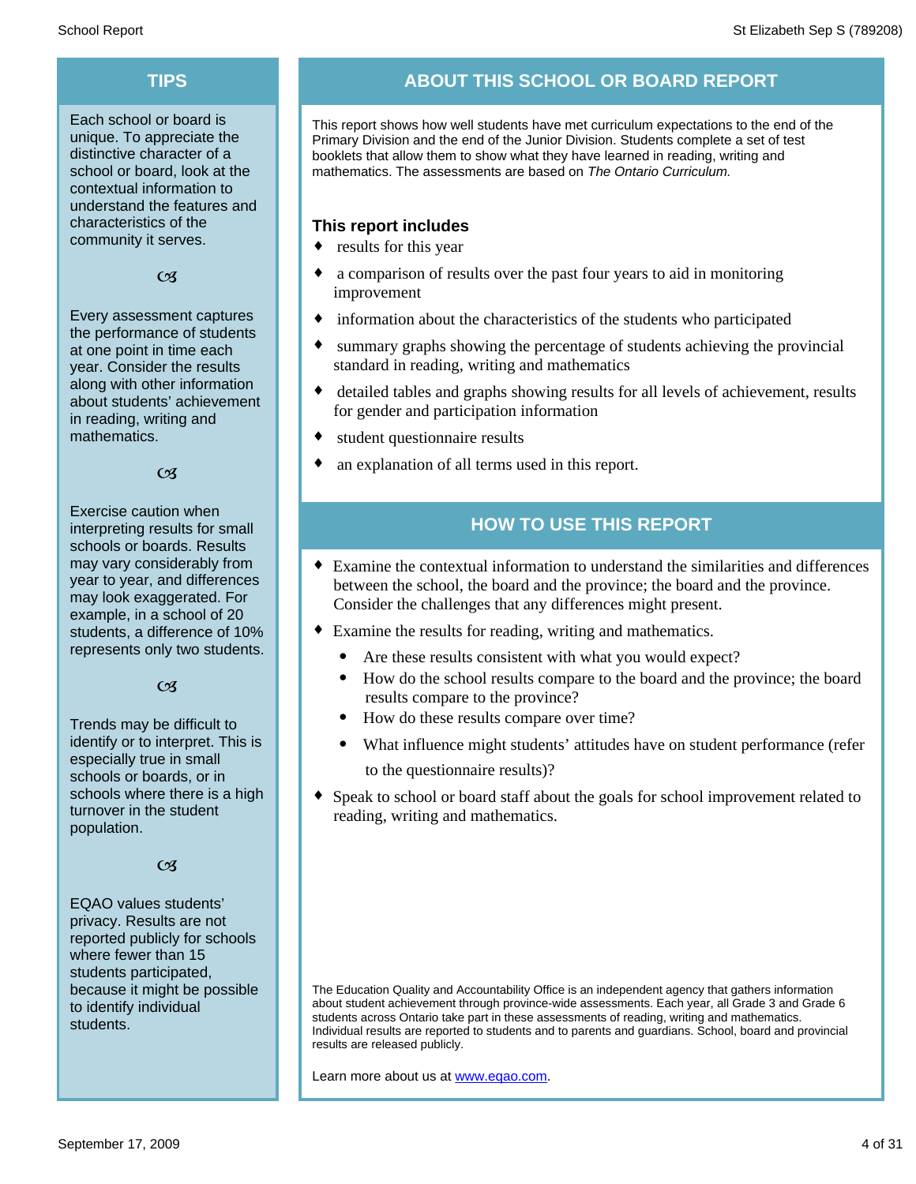## TIPS

Each school or board is unique. To appreciate the distinctive character of a school or board, look at the contextual information to understand the features and characteristics of the community it serves.

Every assessment captures the performance of students at one point in time each year. Consider the results along with other information about students' achievement in reading, writing and mathematics.

Exercise caution when interpreting results for small schools or boards. Results may vary considerably from year to year, and differences may look exaggerated. For example, in a school of 20 students, a difference of 10% represents only two students.

Trends may be difficult to identify or to interpret. This is especially true in small schools or boards, or in schools where there is a high turnover in the student population.

EQAO values students' privacy. Results are not reported publicly for schools where fewer than 15 students participated, because it might be possible to identify individual students.

## ABOUT THIS SCHOOL OR BOARD REPORT

This report shows how well students have met curriculum expectations to the end of the Primary Division and the end of the Junior Division. Students complete a set of test booklets that allow them to show what they have learned in reading, writing and mathematics. The assessments are based on *The Ontario Curriculum.*

### This report includes

- results for this year
- a comparison of results over the past four years to aid in monitoring improvement
- information about the characteristics of the students who participated
- summary graphs showing the percentage of students achieving the provincial standard in reading, writing and mathematics
- detailed tables and graphs showing results for all levels of achievement, results for gender and participation information
- student questionnaire results
- an explanation of all terms used in this report.

## HOW TO USE THIS REPORT

- Examine the contextual information to understand the similarities and differences between the school, the board and the province; the board and the province. Consider the challenges that any differences might present.
- Examine the results for reading, writing and mathematics.
  - Are these results consistent with what you would expect?
  - How do the school results compare to the board and the province; the board results compare to the province?
  - How do these results compare over time?
  - What influence might students' attitudes have on student performance (refer to the questionnaire results)?
- Speak to school or board staff about the goals for school improvement related to reading, writing and mathematics.

The Education Quality and Accountability Office is an independent agency that gathers information about student achievement through province-wide assessments. Each year, all Grade 3 and Grade 6 students across Ontario take part in these assessments of reading, writing and mathematics. Individual results are reported to students and to parents and guardians. School, board and provincial results are released publicly.

Learn more about us at [www.eqao.com](http://www.eqao.com).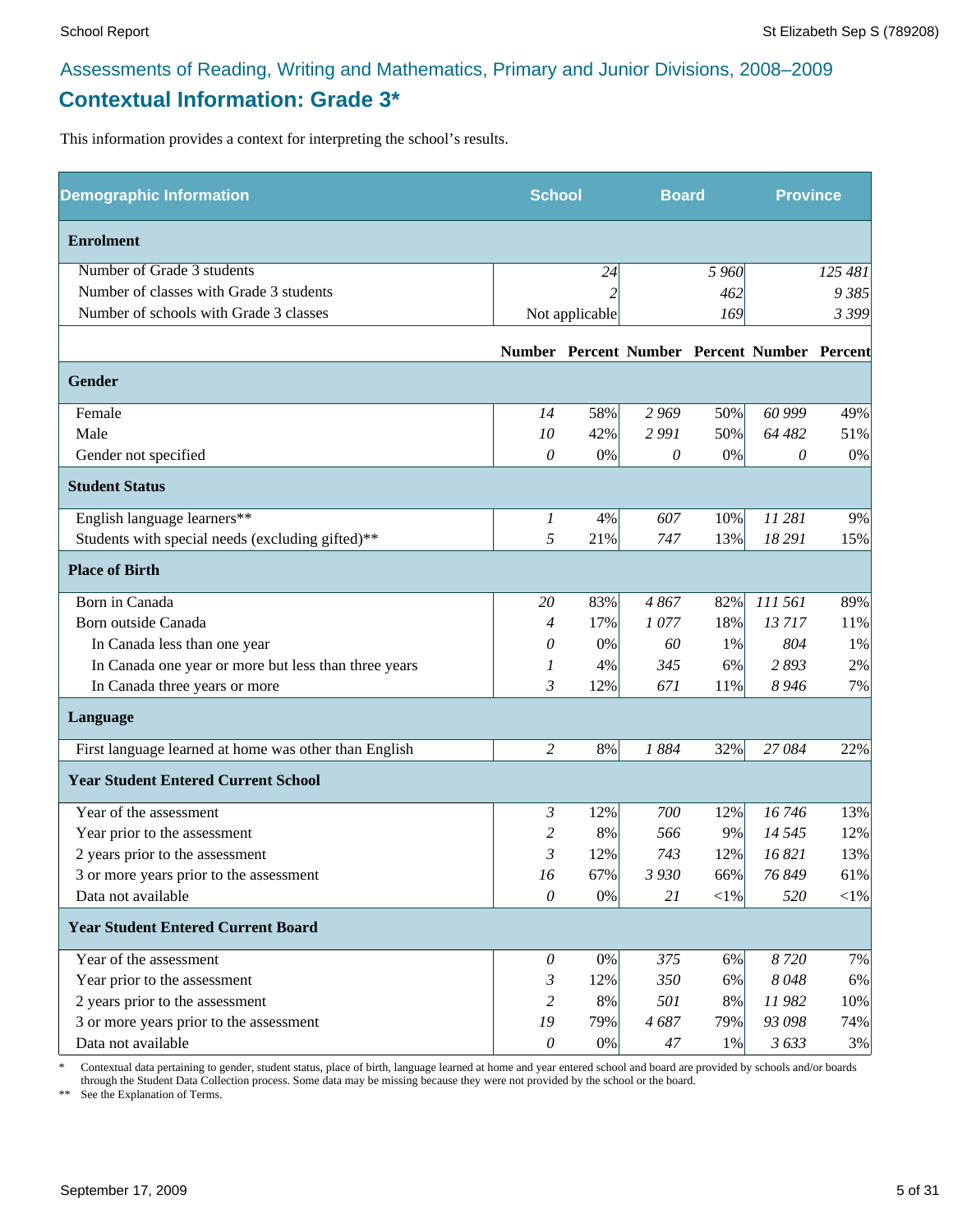Assessments of Reading, Writing and Mathematics, Primary and Junior Divisions, 2008–2009

## Contextual Information: Grade 3*

This information provides a context for interpreting the school's results.

| Demographic Information | School | | Board | | Province | |
|---|---|---|---|---|---|---|
| **Enrolment** | | | | | | |
| Number of Grade 3 students | | 24 | | 5 960 | | 125 481 |
| Number of classes with Grade 3 students | | 2 | | 462 | | 9 385 |
| Number of schools with Grade 3 classes | | Not applicable | | 169 | | 3 399 |
| | **Number** | **Percent** | **Number** | **Percent** | **Number** | **Percent** |
| **Gender** | | | | | | |
| Female | 14 | 58% | 2 969 | 50% | 60 999 | 49% |
| Male | 10 | 42% | 2 991 | 50% | 64 482 | 51% |
| Gender not specified | 0 | 0% | 0 | 0% | 0 | 0% |
| **Student Status** | | | | | | |
| English language learners** | 1 | 4% | 607 | 10% | 11 281 | 9% |
| Students with special needs (excluding gifted)** | 5 | 21% | 747 | 13% | 18 291 | 15% |
| **Place of Birth** | | | | | | |
| Born in Canada | 20 | 83% | 4 867 | 82% | 111 561 | 89% |
| Born outside Canada | 4 | 17% | 1 077 | 18% | 13 717 | 11% |
| In Canada less than one year | 0 | 0% | 60 | 1% | 804 | 1% |
| In Canada one year or more but less than three years | 1 | 4% | 345 | 6% | 2 893 | 2% |
| In Canada three years or more | 3 | 12% | 671 | 11% | 8 946 | 7% |
| **Language** | | | | | | |
| First language learned at home was other than English | 2 | 8% | 1 884 | 32% | 27 084 | 22% |
| **Year Student Entered Current School** | | | | | | |
| Year of the assessment | 3 | 12% | 700 | 12% | 16 746 | 13% |
| Year prior to the assessment | 2 | 8% | 566 | 9% | 14 545 | 12% |
| 2 years prior to the assessment | 3 | 12% | 743 | 12% | 16 821 | 13% |
| 3 or more years prior to the assessment | 16 | 67% | 3 930 | 66% | 76 849 | 61% |
| Data not available | 0 | 0% | 21 | <1% | 520 | <1% |
| **Year Student Entered Current Board** | | | | | | |
| Year of the assessment | 0 | 0% | 375 | 6% | 8 720 | 7% |
| Year prior to the assessment | 3 | 12% | 350 | 6% | 8 048 | 6% |
| 2 years prior to the assessment | 2 | 8% | 501 | 8% | 11 982 | 10% |
| 3 or more years prior to the assessment | 19 | 79% | 4 687 | 79% | 93 098 | 74% |
| Data not available | 0 | 0% | 47 | 1% | 3 633 | 3% |

\* Contextual data pertaining to gender, student status, place of birth, language learned at home and year entered school and board are provided by schools and/or boards through the Student Data Collection process. Some data may be missing because they were not provided by the school or the board.

** See the Explanation of Terms.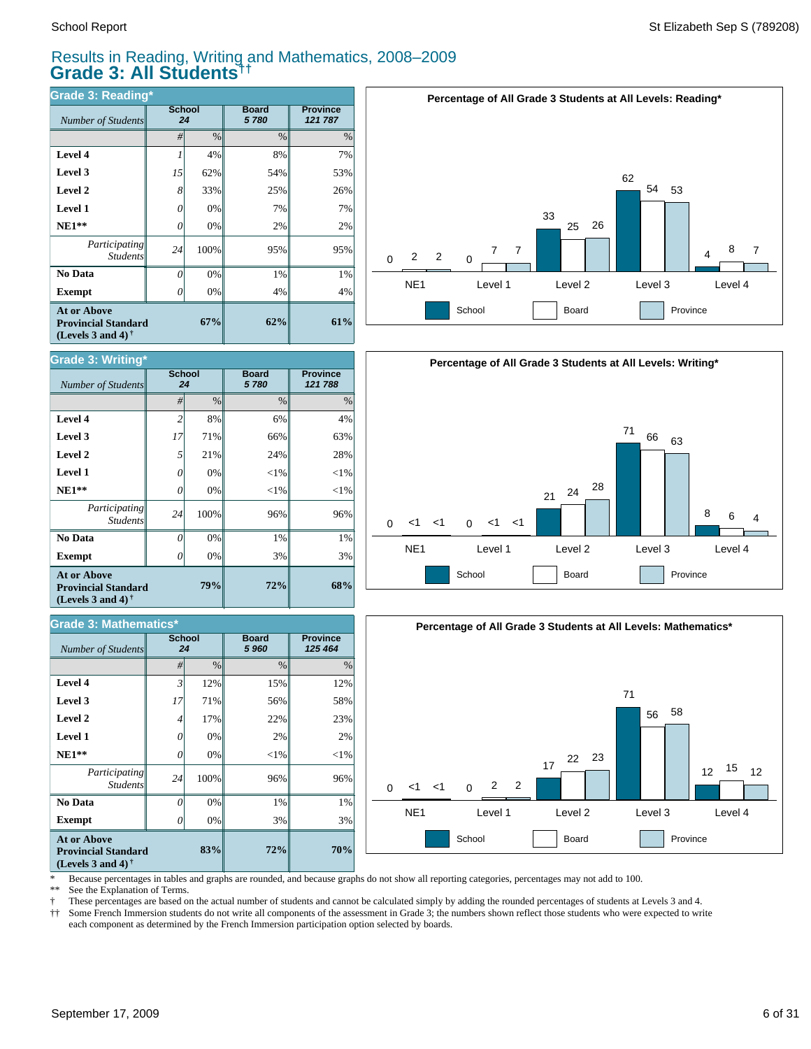# Results in Reading, Writing and Mathematics, 2008–2009
## Grade 3: All Students††

### Grade 3: Reading*

| *Number of Students* | School 24 | | Board 5 780 | Province 121 787 |
|---|---|---|---|---|
| | # | % | % | % |
| **Level 4** | 1 | 4% | 8% | 7% |
| **Level 3** | 15 | 62% | 54% | 53% |
| **Level 2** | 8 | 33% | 25% | 26% |
| **Level 1** | 0 | 0% | 7% | 7% |
| **NE1**** | 0 | 0% | 2% | 2% |
| *Participating Students* | 24 | 100% | 95% | 95% |
| **No Data** | 0 | 0% | 1% | 1% |
| **Exempt** | 0 | 0% | 4% | 4% |
| **At or Above Provincial Standard (Levels 3 and 4)†** | | **67%** | **62%** | **61%** |

**Percentage of All Grade 3 Students at All Levels: Reading***

| | NE1 | Level 1 | Level 2 | Level 3 | Level 4 |
|---|---|---|---|---|---|
| School | 0 | 0 | 33 | 62 | 4 |
| Board | 2 | 7 | 25 | 54 | 8 |
| Province | 2 | 7 | 26 | 53 | 7 |

### Grade 3: Writing*

| *Number of Students* | School 24 | | Board 5 780 | Province 121 788 |
|---|---|---|---|---|
| | # | % | % | % |
| **Level 4** | 2 | 8% | 6% | 4% |
| **Level 3** | 17 | 71% | 66% | 63% |
| **Level 2** | 5 | 21% | 24% | 28% |
| **Level 1** | 0 | 0% | <1% | <1% |
| **NE1**** | 0 | 0% | <1% | <1% |
| *Participating Students* | 24 | 100% | 96% | 96% |
| **No Data** | 0 | 0% | 1% | 1% |
| **Exempt** | 0 | 0% | 3% | 3% |
| **At or Above Provincial Standard (Levels 3 and 4)†** | | **79%** | **72%** | **68%** |

**Percentage of All Grade 3 Students at All Levels: Writing***

| | NE1 | Level 1 | Level 2 | Level 3 | Level 4 |
|---|---|---|---|---|---|
| School | 0 | 0 | 21 | 71 | 8 |
| Board | <1 | <1 | 24 | 66 | 6 |
| Province | <1 | <1 | 28 | 63 | 4 |

### Grade 3: Mathematics*

| *Number of Students* | School 24 | | Board 5 960 | Province 125 464 |
|---|---|---|---|---|
| | # | % | % | % |
| **Level 4** | 3 | 12% | 15% | 12% |
| **Level 3** | 17 | 71% | 56% | 58% |
| **Level 2** | 4 | 17% | 22% | 23% |
| **Level 1** | 0 | 0% | 2% | 2% |
| **NE1**** | 0 | 0% | <1% | <1% |
| *Participating Students* | 24 | 100% | 96% | 96% |
| **No Data** | 0 | 0% | 1% | 1% |
| **Exempt** | 0 | 0% | 3% | 3% |
| **At or Above Provincial Standard (Levels 3 and 4)†** | | **83%** | **72%** | **70%** |

**Percentage of All Grade 3 Students at All Levels: Mathematics***

| | NE1 | Level 1 | Level 2 | Level 3 | Level 4 |
|---|---|---|---|---|---|
| School | 0 | 0 | 17 | 71 | 12 |
| Board | <1 | 2 | 22 | 56 | 15 |
| Province | <1 | 2 | 23 | 58 | 12 |

\* Because percentages in tables and graphs are rounded, and because graphs do not show all reporting categories, percentages may not add to 100.
** See the Explanation of Terms.
† These percentages are based on the actual number of students and cannot be calculated simply by adding the rounded percentages of students at Levels 3 and 4.
†† Some French Immersion students do not write all components of the assessment in Grade 3; the numbers shown reflect those students who were expected to write each component as determined by the French Immersion participation option selected by boards.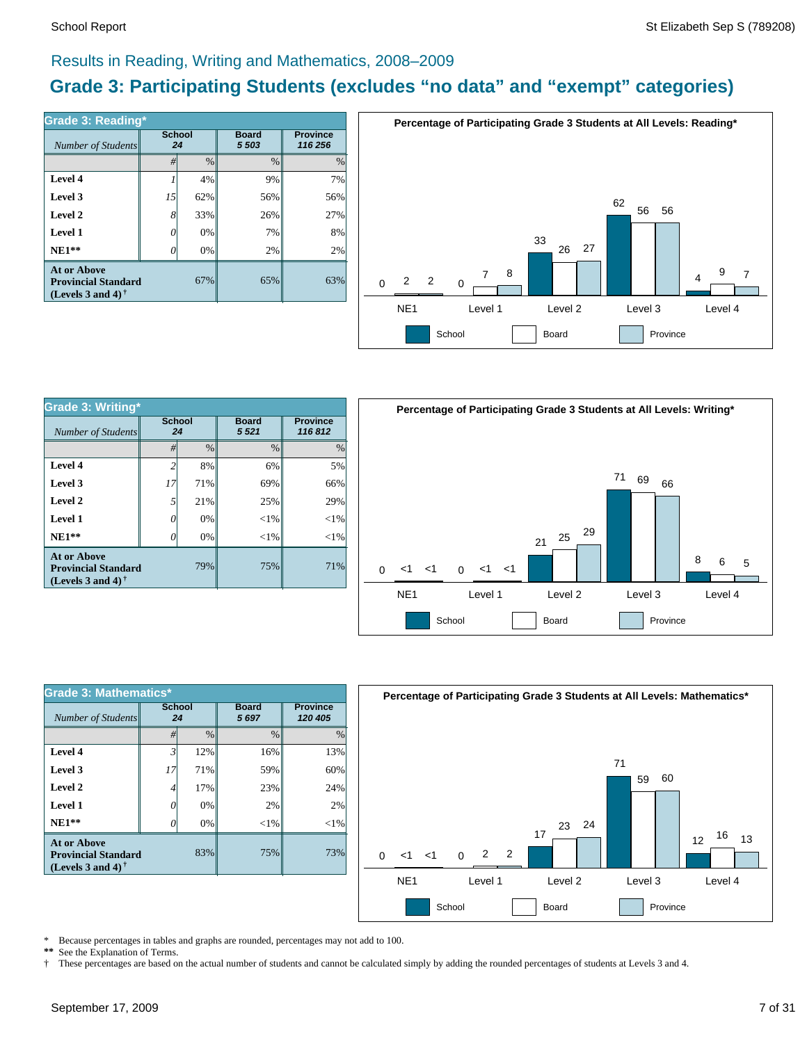## Results in Reading, Writing and Mathematics, 2008–2009

# Grade 3: Participating Students (excludes "no data" and "exempt" categories)

### Grade 3: Reading*

| *Number of Students* | School 24 | | Board 5 503 | Province 116 256 |
|---|---|---|---|---|
| | # | % | % | % |
| **Level 4** | 1 | 4% | 9% | 7% |
| **Level 3** | 15 | 62% | 56% | 56% |
| **Level 2** | 8 | 33% | 26% | 27% |
| **Level 1** | 0 | 0% | 7% | 8% |
| **NE1**** | 0 | 0% | 2% | 2% |
| **At or Above Provincial Standard (Levels 3 and 4)†** | | 67% | 65% | 63% |

**Percentage of Participating Grade 3 Students at All Levels: Reading***

| | School | Board | Province |
|---|---|---|---|
| NE1 | 0 | 2 | 2 |
| Level 1 | 0 | 7 | 8 |
| Level 2 | 33 | 26 | 27 |
| Level 3 | 62 | 56 | 56 |
| Level 4 | 4 | 9 | 7 |

### Grade 3: Writing*

| *Number of Students* | School 24 | | Board 5 521 | Province 116 812 |
|---|---|---|---|---|
| | # | % | % | % |
| **Level 4** | 2 | 8% | 6% | 5% |
| **Level 3** | 17 | 71% | 69% | 66% |
| **Level 2** | 5 | 21% | 25% | 29% |
| **Level 1** | 0 | 0% | <1% | <1% |
| **NE1**** | 0 | 0% | <1% | <1% |
| **At or Above Provincial Standard (Levels 3 and 4)†** | | 79% | 75% | 71% |

**Percentage of Participating Grade 3 Students at All Levels: Writing***

| | School | Board | Province |
|---|---|---|---|
| NE1 | 0 | <1 | <1 |
| Level 1 | 0 | <1 | <1 |
| Level 2 | 21 | 25 | 29 |
| Level 3 | 71 | 69 | 66 |
| Level 4 | 8 | 6 | 5 |

### Grade 3: Mathematics*

| *Number of Students* | School 24 | | Board 5 697 | Province 120 405 |
|---|---|---|---|---|
| | # | % | % | % |
| **Level 4** | 3 | 12% | 16% | 13% |
| **Level 3** | 17 | 71% | 59% | 60% |
| **Level 2** | 4 | 17% | 23% | 24% |
| **Level 1** | 0 | 0% | 2% | 2% |
| **NE1**** | 0 | 0% | <1% | <1% |
| **At or Above Provincial Standard (Levels 3 and 4)†** | | 83% | 75% | 73% |

**Percentage of Participating Grade 3 Students at All Levels: Mathematics***

| | School | Board | Province |
|---|---|---|---|
| NE1 | 0 | <1 | <1 |
| Level 1 | 0 | 2 | 2 |
| Level 2 | 17 | 23 | 24 |
| Level 3 | 71 | 59 | 60 |
| Level 4 | 12 | 16 | 13 |

\* Because percentages in tables and graphs are rounded, percentages may not add to 100.
** See the Explanation of Terms.
† These percentages are based on the actual number of students and cannot be calculated simply by adding the rounded percentages of students at Levels 3 and 4.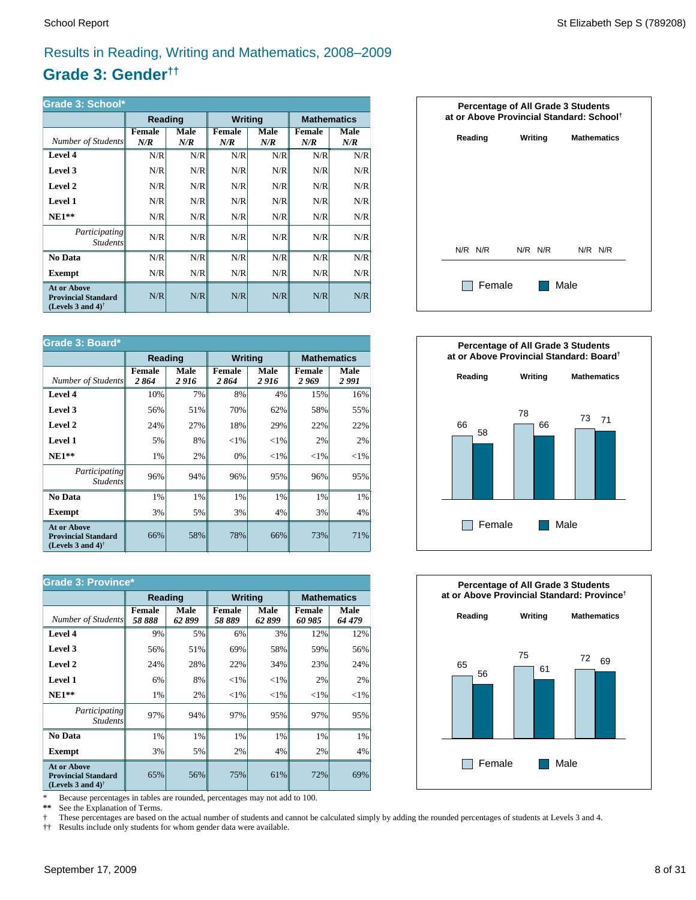## Results in Reading, Writing and Mathematics, 2008–2009

# Grade 3: Gender††

**Grade 3: School***

| | Reading | | Writing | | Mathematics | |
|---|---|---|---|---|---|---|
| *Number of Students* | **Female** ***N/R*** | **Male** ***N/R*** | **Female** ***N/R*** | **Male** ***N/R*** | **Female** ***N/R*** | **Male** ***N/R*** |
| **Level 4** | N/R | N/R | N/R | N/R | N/R | N/R |
| **Level 3** | N/R | N/R | N/R | N/R | N/R | N/R |
| **Level 2** | N/R | N/R | N/R | N/R | N/R | N/R |
| **Level 1** | N/R | N/R | N/R | N/R | N/R | N/R |
| **NE1**** | N/R | N/R | N/R | N/R | N/R | N/R |
| *Participating Students* | N/R | N/R | N/R | N/R | N/R | N/R |
| **No Data** | N/R | N/R | N/R | N/R | N/R | N/R |
| **Exempt** | N/R | N/R | N/R | N/R | N/R | N/R |
| **At or Above Provincial Standard (Levels 3 and 4)†** | N/R | N/R | N/R | N/R | N/R | N/R |

**Percentage of All Grade 3 Students at or Above Provincial Standard: School†**

| | Reading | Writing | Mathematics |
|---|---|---|---|
| Female | N/R | N/R | N/R |
| Male | N/R | N/R | N/R |

**Grade 3: Board***

| | Reading | | Writing | | Mathematics | |
|---|---|---|---|---|---|---|
| *Number of Students* | **Female** *2 864* | **Male** *2 916* | **Female** *2 864* | **Male** *2 916* | **Female** *2 969* | **Male** *2 991* |
| **Level 4** | 10% | 7% | 8% | 4% | 15% | 16% |
| **Level 3** | 56% | 51% | 70% | 62% | 58% | 55% |
| **Level 2** | 24% | 27% | 18% | 29% | 22% | 22% |
| **Level 1** | 5% | 8% | <1% | <1% | 2% | 2% |
| **NE1**** | 1% | 2% | 0% | <1% | <1% | <1% |
| *Participating Students* | 96% | 94% | 96% | 95% | 96% | 95% |
| **No Data** | 1% | 1% | 1% | 1% | 1% | 1% |
| **Exempt** | 3% | 5% | 3% | 4% | 3% | 4% |
| **At or Above Provincial Standard (Levels 3 and 4)†** | 66% | 58% | 78% | 66% | 73% | 71% |

**Percentage of All Grade 3 Students at or Above Provincial Standard: Board†**

| | Reading | Writing | Mathematics |
|---|---|---|---|
| Female | 66 | 78 | 73 |
| Male | 58 | 66 | 71 |

**Grade 3: Province***

| | Reading | | Writing | | Mathematics | |
|---|---|---|---|---|---|---|
| *Number of Students* | **Female** *58 888* | **Male** *62 899* | **Female** *58 889* | **Male** *62 899* | **Female** *60 985* | **Male** *64 479* |
| **Level 4** | 9% | 5% | 6% | 3% | 12% | 12% |
| **Level 3** | 56% | 51% | 69% | 58% | 59% | 56% |
| **Level 2** | 24% | 28% | 22% | 34% | 23% | 24% |
| **Level 1** | 6% | 8% | <1% | <1% | 2% | 2% |
| **NE1**** | 1% | 2% | <1% | <1% | <1% | <1% |
| *Participating Students* | 97% | 94% | 97% | 95% | 97% | 95% |
| **No Data** | 1% | 1% | 1% | 1% | 1% | 1% |
| **Exempt** | 3% | 5% | 2% | 4% | 2% | 4% |
| **At or Above Provincial Standard (Levels 3 and 4)†** | 65% | 56% | 75% | 61% | 72% | 69% |

**Percentage of All Grade 3 Students at or Above Provincial Standard: Province†**

| | Reading | Writing | Mathematics |
|---|---|---|---|
| Female | 65 | 75 | 72 |
| Male | 56 | 61 | 69 |

\* Because percentages in tables are rounded, percentages may not add to 100.

** See the Explanation of Terms.

† These percentages are based on the actual number of students and cannot be calculated simply by adding the rounded percentages of students at Levels 3 and 4.

†† Results include only students for whom gender data were available.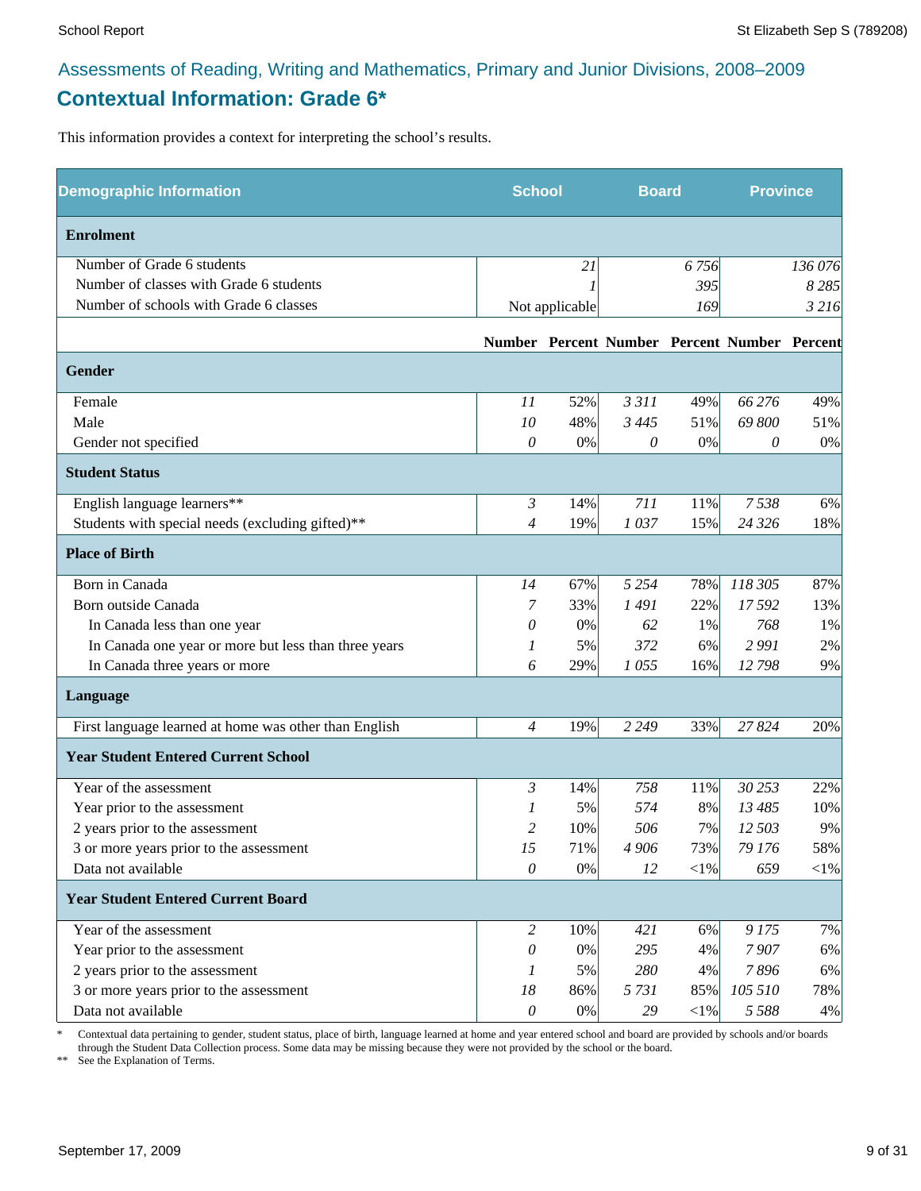Assessments of Reading, Writing and Mathematics, Primary and Junior Divisions, 2008–2009

## Contextual Information: Grade 6*

This information provides a context for interpreting the school's results.

| Demographic Information | School | | Board | | Province | |
|---|---|---|---|---|---|---|
| **Enrolment** | | | | | | |
| Number of Grade 6 students | | 21 | | 6 756 | | 136 076 |
| Number of classes with Grade 6 students | | 1 | | 395 | | 8 285 |
| Number of schools with Grade 6 classes | | Not applicable | | 169 | | 3 216 |
| | **Number** | **Percent** | **Number** | **Percent** | **Number** | **Percent** |
| **Gender** | | | | | | |
| Female | 11 | 52% | 3 311 | 49% | 66 276 | 49% |
| Male | 10 | 48% | 3 445 | 51% | 69 800 | 51% |
| Gender not specified | 0 | 0% | 0 | 0% | 0 | 0% |
| **Student Status** | | | | | | |
| English language learners** | 3 | 14% | 711 | 11% | 7 538 | 6% |
| Students with special needs (excluding gifted)** | 4 | 19% | 1 037 | 15% | 24 326 | 18% |
| **Place of Birth** | | | | | | |
| Born in Canada | 14 | 67% | 5 254 | 78% | 118 305 | 87% |
| Born outside Canada | 7 | 33% | 1 491 | 22% | 17 592 | 13% |
| In Canada less than one year | 0 | 0% | 62 | 1% | 768 | 1% |
| In Canada one year or more but less than three years | 1 | 5% | 372 | 6% | 2 991 | 2% |
| In Canada three years or more | 6 | 29% | 1 055 | 16% | 12 798 | 9% |
| **Language** | | | | | | |
| First language learned at home was other than English | 4 | 19% | 2 249 | 33% | 27 824 | 20% |
| **Year Student Entered Current School** | | | | | | |
| Year of the assessment | 3 | 14% | 758 | 11% | 30 253 | 22% |
| Year prior to the assessment | 1 | 5% | 574 | 8% | 13 485 | 10% |
| 2 years prior to the assessment | 2 | 10% | 506 | 7% | 12 503 | 9% |
| 3 or more years prior to the assessment | 15 | 71% | 4 906 | 73% | 79 176 | 58% |
| Data not available | 0 | 0% | 12 | <1% | 659 | <1% |
| **Year Student Entered Current Board** | | | | | | |
| Year of the assessment | 2 | 10% | 421 | 6% | 9 175 | 7% |
| Year prior to the assessment | 0 | 0% | 295 | 4% | 7 907 | 6% |
| 2 years prior to the assessment | 1 | 5% | 280 | 4% | 7 896 | 6% |
| 3 or more years prior to the assessment | 18 | 86% | 5 731 | 85% | 105 510 | 78% |
| Data not available | 0 | 0% | 29 | <1% | 5 588 | 4% |

\* Contextual data pertaining to gender, student status, place of birth, language learned at home and year entered school and board are provided by schools and/or boards through the Student Data Collection process. Some data may be missing because they were not provided by the school or the board.

\*\* See the Explanation of Terms.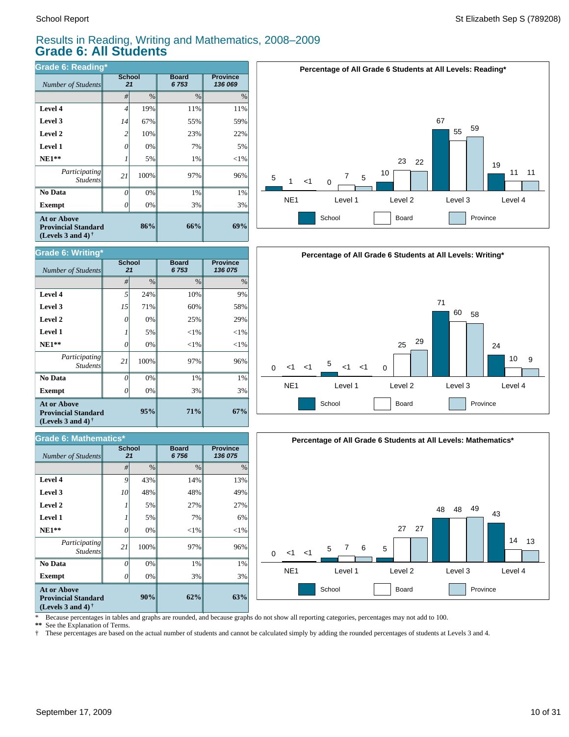# Results in Reading, Writing and Mathematics, 2008–2009
## Grade 6: All Students

### Grade 6: Reading*

| Number of Students | School 21 | | Board 6 753 | Province 136 069 |
|---|---|---|---|---|
| | # | % | % | % |
| **Level 4** | 4 | 19% | 11% | 11% |
| **Level 3** | 14 | 67% | 55% | 59% |
| **Level 2** | 2 | 10% | 23% | 22% |
| **Level 1** | 0 | 0% | 7% | 5% |
| **NE1**** | 1 | 5% | 1% | <1% |
| *Participating Students* | 21 | 100% | 97% | 96% |
| **No Data** | 0 | 0% | 1% | 1% |
| **Exempt** | 0 | 0% | 3% | 3% |
| **At or Above Provincial Standard (Levels 3 and 4)** † | | **86%** | **66%** | **69%** |

**Percentage of All Grade 6 Students at All Levels: Reading***

| | NE1 | Level 1 | Level 2 | Level 3 | Level 4 |
|---|---|---|---|---|---|
| School | 5 | 0 | 10 | 67 | 19 |
| Board | 1 | 7 | 23 | 55 | 11 |
| Province | <1 | 5 | 22 | 59 | 11 |

### Grade 6: Writing*

| Number of Students | School 21 | | Board 6 753 | Province 136 075 |
|---|---|---|---|---|
| | # | % | % | % |
| **Level 4** | 5 | 24% | 10% | 9% |
| **Level 3** | 15 | 71% | 60% | 58% |
| **Level 2** | 0 | 0% | 25% | 29% |
| **Level 1** | 1 | 5% | <1% | <1% |
| **NE1**** | 0 | 0% | <1% | <1% |
| *Participating Students* | 21 | 100% | 97% | 96% |
| **No Data** | 0 | 0% | 1% | 1% |
| **Exempt** | 0 | 0% | 3% | 3% |
| **At or Above Provincial Standard (Levels 3 and 4)** † | | **95%** | **71%** | **67%** |

**Percentage of All Grade 6 Students at All Levels: Writing***

| | NE1 | Level 1 | Level 2 | Level 3 | Level 4 |
|---|---|---|---|---|---|
| School | 0 | 5 | 0 | 71 | 24 |
| Board | <1 | <1 | 25 | 60 | 10 |
| Province | <1 | <1 | 29 | 58 | 9 |

### Grade 6: Mathematics*

| Number of Students | School 21 | | Board 6 756 | Province 136 075 |
|---|---|---|---|---|
| | # | % | % | % |
| **Level 4** | 9 | 43% | 14% | 13% |
| **Level 3** | 10 | 48% | 48% | 49% |
| **Level 2** | 1 | 5% | 27% | 27% |
| **Level 1** | 1 | 5% | 7% | 6% |
| **NE1**** | 0 | 0% | <1% | <1% |
| *Participating Students* | 21 | 100% | 97% | 96% |
| **No Data** | 0 | 0% | 1% | 1% |
| **Exempt** | 0 | 0% | 3% | 3% |
| **At or Above Provincial Standard (Levels 3 and 4)** † | | **90%** | **62%** | **63%** |

**Percentage of All Grade 6 Students at All Levels: Mathematics***

| | NE1 | Level 1 | Level 2 | Level 3 | Level 4 |
|---|---|---|---|---|---|
| School | 0 | 5 | 5 | 48 | 43 |
| Board | <1 | 7 | 27 | 48 | 14 |
| Province | <1 | 6 | 27 | 49 | 13 |

\* Because percentages in tables and graphs are rounded, and because graphs do not show all reporting categories, percentages may not add to 100.

** See the Explanation of Terms.

† These percentages are based on the actual number of students and cannot be calculated simply by adding the rounded percentages of students at Levels 3 and 4.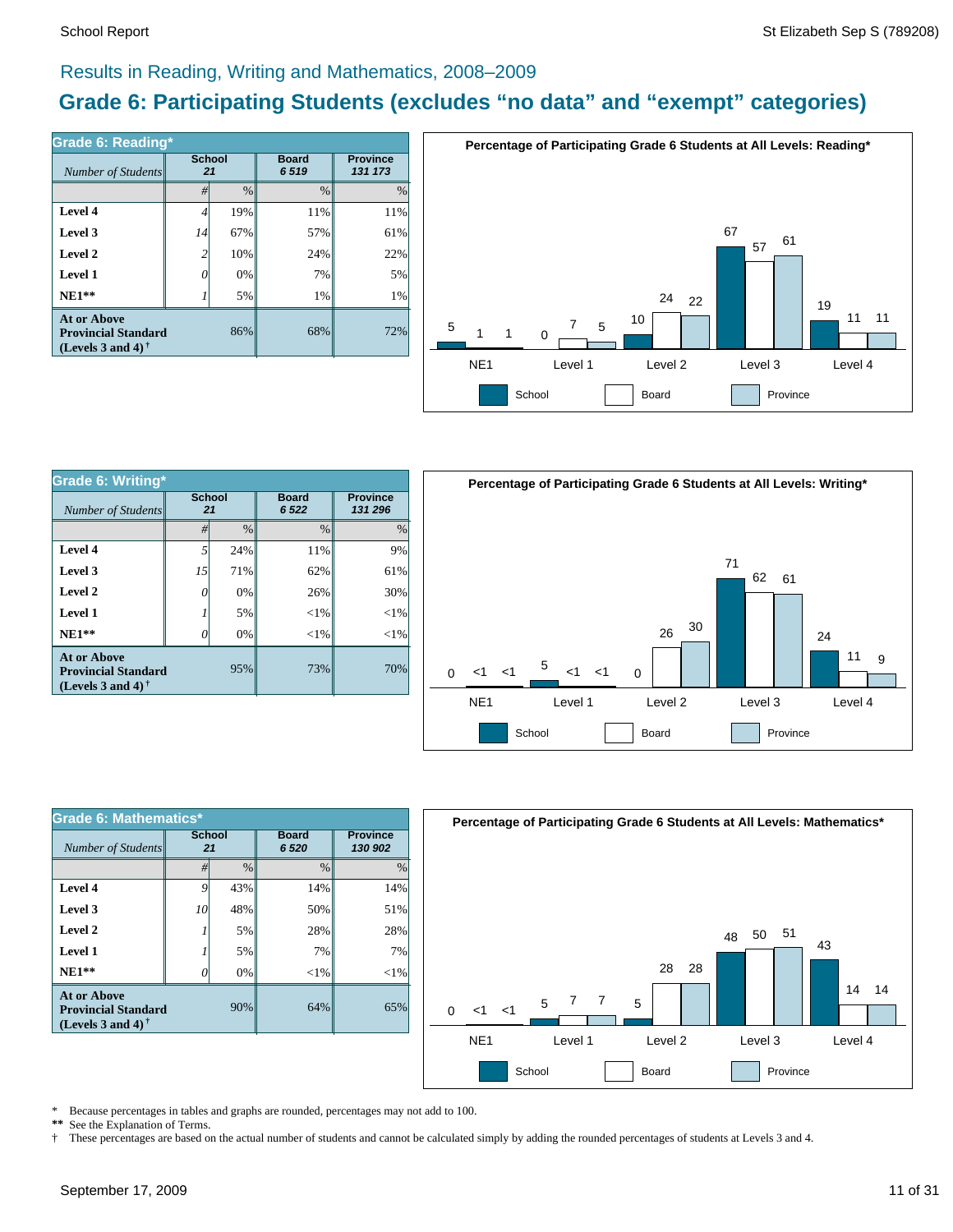## Results in Reading, Writing and Mathematics, 2008–2009

# Grade 6: Participating Students (excludes "no data" and "exempt" categories)

| Grade 6: Reading* | School | | Board | Province |
|---|---|---|---|---|
| *Number of Students* | 21 | | 6 519 | 131 173 |
| | # | % | % | % |
| **Level 4** | 4 | 19% | 11% | 11% |
| **Level 3** | 14 | 67% | 57% | 61% |
| **Level 2** | 2 | 10% | 24% | 22% |
| **Level 1** | 0 | 0% | 7% | 5% |
| **NE1**** | 1 | 5% | 1% | 1% |
| **At or Above Provincial Standard (Levels 3 and 4)** † | | 86% | 68% | 72% |

**Percentage of Participating Grade 6 Students at All Levels: Reading***

| | School | Board | Province |
|---|---|---|---|
| NE1 | 5 | 1 | 1 |
| Level 1 | 0 | 7 | 5 |
| Level 2 | 10 | 24 | 22 |
| Level 3 | 67 | 57 | 61 |
| Level 4 | 19 | 11 | 11 |

| Grade 6: Writing* | School | | Board | Province |
|---|---|---|---|---|
| *Number of Students* | 21 | | 6 522 | 131 296 |
| | # | % | % | % |
| **Level 4** | 5 | 24% | 11% | 9% |
| **Level 3** | 15 | 71% | 62% | 61% |
| **Level 2** | 0 | 0% | 26% | 30% |
| **Level 1** | 1 | 5% | <1% | <1% |
| **NE1**** | 0 | 0% | <1% | <1% |
| **At or Above Provincial Standard (Levels 3 and 4)** † | | 95% | 73% | 70% |

**Percentage of Participating Grade 6 Students at All Levels: Writing***

| | School | Board | Province |
|---|---|---|---|
| NE1 | 0 | <1 | <1 |
| Level 1 | 5 | <1 | <1 |
| Level 2 | 0 | 26 | 30 |
| Level 3 | 71 | 62 | 61 |
| Level 4 | 24 | 11 | 9 |

| Grade 6: Mathematics* | School | | Board | Province |
|---|---|---|---|---|
| *Number of Students* | 21 | | 6 520 | 130 902 |
| | # | % | % | % |
| **Level 4** | 9 | 43% | 14% | 14% |
| **Level 3** | 10 | 48% | 50% | 51% |
| **Level 2** | 1 | 5% | 28% | 28% |
| **Level 1** | 1 | 5% | 7% | 7% |
| **NE1**** | 0 | 0% | <1% | <1% |
| **At or Above Provincial Standard (Levels 3 and 4)** † | | 90% | 64% | 65% |

**Percentage of Participating Grade 6 Students at All Levels: Mathematics***

| | School | Board | Province |
|---|---|---|---|
| NE1 | 0 | <1 | <1 |
| Level 1 | 5 | 7 | 7 |
| Level 2 | 5 | 28 | 28 |
| Level 3 | 48 | 50 | 51 |
| Level 4 | 43 | 14 | 14 |

\* Because percentages in tables and graphs are rounded, percentages may not add to 100.

** See the Explanation of Terms.

† These percentages are based on the actual number of students and cannot be calculated simply by adding the rounded percentages of students at Levels 3 and 4.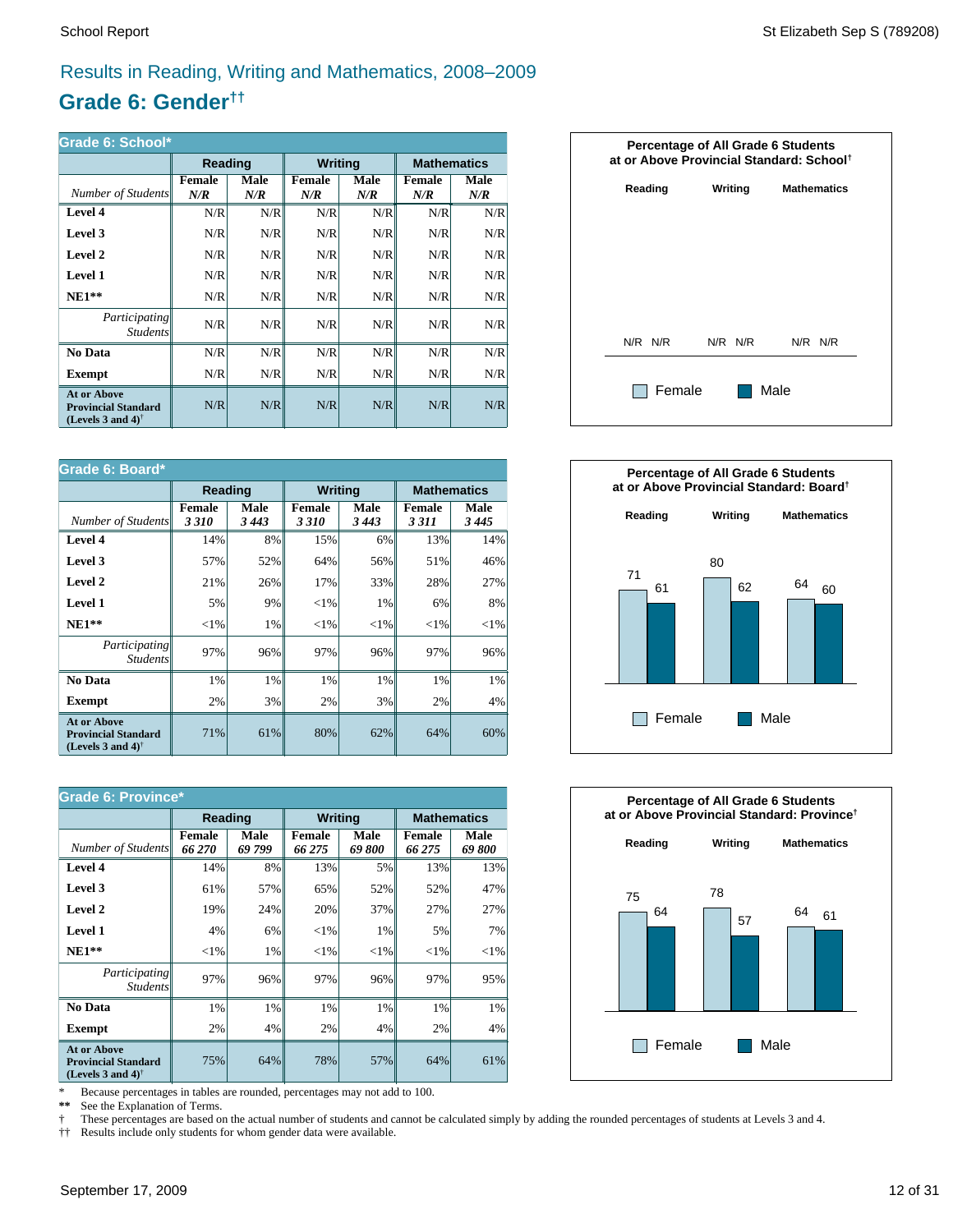# Results in Reading, Writing and Mathematics, 2008–2009

## Grade 6: Gender††

**Grade 6: School***

| | Reading | | Writing | | Mathematics | |
|---|---|---|---|---|---|---|
| *Number of Students* | Female *N/R* | Male *N/R* | Female *N/R* | Male *N/R* | Female *N/R* | Male *N/R* |
| **Level 4** | N/R | N/R | N/R | N/R | N/R | N/R |
| **Level 3** | N/R | N/R | N/R | N/R | N/R | N/R |
| **Level 2** | N/R | N/R | N/R | N/R | N/R | N/R |
| **Level 1** | N/R | N/R | N/R | N/R | N/R | N/R |
| **NE1**** | N/R | N/R | N/R | N/R | N/R | N/R |
| *Participating Students* | N/R | N/R | N/R | N/R | N/R | N/R |
| **No Data** | N/R | N/R | N/R | N/R | N/R | N/R |
| **Exempt** | N/R | N/R | N/R | N/R | N/R | N/R |
| **At or Above Provincial Standard (Levels 3 and 4)†** | N/R | N/R | N/R | N/R | N/R | N/R |

**Percentage of All Grade 6 Students at or Above Provincial Standard: School†**

| | Reading | Writing | Mathematics |
|---|---|---|---|
| Female | N/R | N/R | N/R |
| Male | N/R | N/R | N/R |

**Grade 6: Board***

| | Reading | | Writing | | Mathematics | |
|---|---|---|---|---|---|---|
| *Number of Students* | Female *3 310* | Male *3 443* | Female *3 310* | Male *3 443* | Female *3 311* | Male *3 445* |
| **Level 4** | 14% | 8% | 15% | 6% | 13% | 14% |
| **Level 3** | 57% | 52% | 64% | 56% | 51% | 46% |
| **Level 2** | 21% | 26% | 17% | 33% | 28% | 27% |
| **Level 1** | 5% | 9% | <1% | 1% | 6% | 8% |
| **NE1**** | <1% | 1% | <1% | <1% | <1% | <1% |
| *Participating Students* | 97% | 96% | 97% | 96% | 97% | 96% |
| **No Data** | 1% | 1% | 1% | 1% | 1% | 1% |
| **Exempt** | 2% | 3% | 2% | 3% | 2% | 4% |
| **At or Above Provincial Standard (Levels 3 and 4)†** | 71% | 61% | 80% | 62% | 64% | 60% |

**Percentage of All Grade 6 Students at or Above Provincial Standard: Board†**

| | Reading | Writing | Mathematics |
|---|---|---|---|
| Female | 71 | 80 | 64 |
| Male | 61 | 62 | 60 |

**Grade 6: Province***

| | Reading | | Writing | | Mathematics | |
|---|---|---|---|---|---|---|
| *Number of Students* | Female *66 270* | Male *69 799* | Female *66 275* | Male *69 800* | Female *66 275* | Male *69 800* |
| **Level 4** | 14% | 8% | 13% | 5% | 13% | 13% |
| **Level 3** | 61% | 57% | 65% | 52% | 52% | 47% |
| **Level 2** | 19% | 24% | 20% | 37% | 27% | 27% |
| **Level 1** | 4% | 6% | <1% | 1% | 5% | 7% |
| **NE1**** | <1% | 1% | <1% | <1% | <1% | <1% |
| *Participating Students* | 97% | 96% | 97% | 96% | 97% | 95% |
| **No Data** | 1% | 1% | 1% | 1% | 1% | 1% |
| **Exempt** | 2% | 4% | 2% | 4% | 2% | 4% |
| **At or Above Provincial Standard (Levels 3 and 4)†** | 75% | 64% | 78% | 57% | 64% | 61% |

**Percentage of All Grade 6 Students at or Above Provincial Standard: Province†**

| | Reading | Writing | Mathematics |
|---|---|---|---|
| Female | 75 | 78 | 64 |
| Male | 64 | 57 | 61 |

\* Because percentages in tables are rounded, percentages may not add to 100.
** See the Explanation of Terms.
† These percentages are based on the actual number of students and cannot be calculated simply by adding the rounded percentages of students at Levels 3 and 4.
†† Results include only students for whom gender data were available.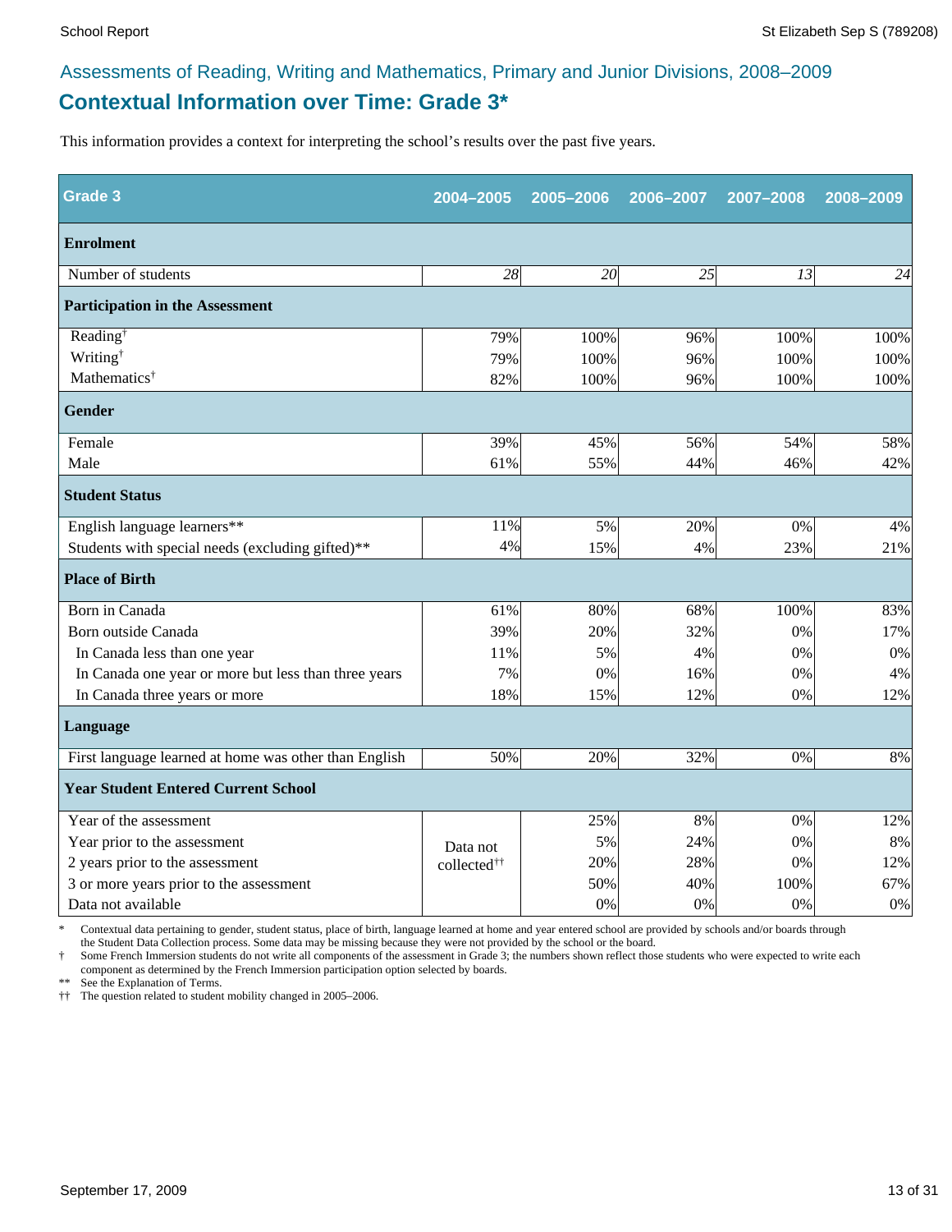Assessments of Reading, Writing and Mathematics, Primary and Junior Divisions, 2008–2009

## Contextual Information over Time: Grade 3*

This information provides a context for interpreting the school's results over the past five years.

| Grade 3 | 2004–2005 | 2005–2006 | 2006–2007 | 2007–2008 | 2008–2009 |
|---|---|---|---|---|---|
| **Enrolment** | | | | | |
| Number of students | *28* | *20* | *25* | *13* | *24* |
| **Participation in the Assessment** | | | | | |
| Reading† | 79% | 100% | 96% | 100% | 100% |
| Writing† | 79% | 100% | 96% | 100% | 100% |
| Mathematics† | 82% | 100% | 96% | 100% | 100% |
| **Gender** | | | | | |
| Female | 39% | 45% | 56% | 54% | 58% |
| Male | 61% | 55% | 44% | 46% | 42% |
| **Student Status** | | | | | |
| English language learners** | 11% | 5% | 20% | 0% | 4% |
| Students with special needs (excluding gifted)** | 4% | 15% | 4% | 23% | 21% |
| **Place of Birth** | | | | | |
| Born in Canada | 61% | 80% | 68% | 100% | 83% |
| Born outside Canada | 39% | 20% | 32% | 0% | 17% |
| In Canada less than one year | 11% | 5% | 4% | 0% | 0% |
| In Canada one year or more but less than three years | 7% | 0% | 16% | 0% | 4% |
| In Canada three years or more | 18% | 15% | 12% | 0% | 12% |
| **Language** | | | | | |
| First language learned at home was other than English | 50% | 20% | 32% | 0% | 8% |
| **Year Student Entered Current School** | | | | | |
| Year of the assessment | Data not collected†† | 25% | 8% | 0% | 12% |
| Year prior to the assessment | | 5% | 24% | 0% | 8% |
| 2 years prior to the assessment | | 20% | 28% | 0% | 12% |
| 3 or more years prior to the assessment | | 50% | 40% | 100% | 67% |
| Data not available | | 0% | 0% | 0% | 0% |

\* Contextual data pertaining to gender, student status, place of birth, language learned at home and year entered school are provided by schools and/or boards through the Student Data Collection process. Some data may be missing because they were not provided by the school or the board.

† Some French Immersion students do not write all components of the assessment in Grade 3; the numbers shown reflect those students who were expected to write each component as determined by the French Immersion participation option selected by boards.

** See the Explanation of Terms.

†† The question related to student mobility changed in 2005–2006.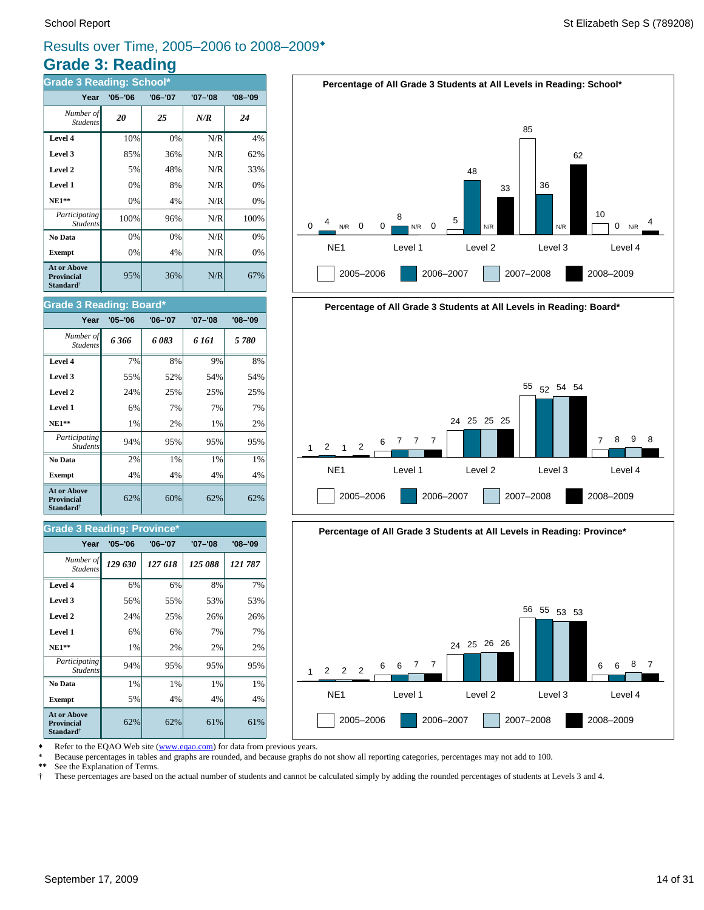## Results over Time, 2005–2006 to 2008–2009♦

# Grade 3: Reading

### Grade 3 Reading: School*

| Year | '05–'06 | '06–'07 | '07–'08 | '08–'09 |
|---|---|---|---|---|
| *Number of Students* | ***20*** | ***25*** | ***N/R*** | ***24*** |
| **Level 4** | 10% | 0% | N/R | 4% |
| **Level 3** | 85% | 36% | N/R | 62% |
| **Level 2** | 5% | 48% | N/R | 33% |
| **Level 1** | 0% | 8% | N/R | 0% |
| **NE1**** | 0% | 4% | N/R | 0% |
| *Participating Students* | 100% | 96% | N/R | 100% |
| **No Data** | 0% | 0% | N/R | 0% |
| **Exempt** | 0% | 4% | N/R | 0% |
| **At or Above Provincial Standard†** | 95% | 36% | N/R | 67% |

### Grade 3 Reading: Board*

| Year | '05–'06 | '06–'07 | '07–'08 | '08–'09 |
|---|---|---|---|---|
| *Number of Students* | ***6 366*** | ***6 083*** | ***6 161*** | ***5 780*** |
| **Level 4** | 7% | 8% | 9% | 8% |
| **Level 3** | 55% | 52% | 54% | 54% |
| **Level 2** | 24% | 25% | 25% | 25% |
| **Level 1** | 6% | 7% | 7% | 7% |
| **NE1**** | 1% | 2% | 1% | 2% |
| *Participating Students* | 94% | 95% | 95% | 95% |
| **No Data** | 2% | 1% | 1% | 1% |
| **Exempt** | 4% | 4% | 4% | 4% |
| **At or Above Provincial Standard†** | 62% | 60% | 62% | 62% |

### Grade 3 Reading: Province*

| Year | '05–'06 | '06–'07 | '07–'08 | '08–'09 |
|---|---|---|---|---|
| *Number of Students* | ***129 630*** | ***127 618*** | ***125 088*** | ***121 787*** |
| **Level 4** | 6% | 6% | 8% | 7% |
| **Level 3** | 56% | 55% | 53% | 53% |
| **Level 2** | 24% | 25% | 26% | 26% |
| **Level 1** | 6% | 6% | 7% | 7% |
| **NE1**** | 1% | 2% | 2% | 2% |
| *Participating Students* | 94% | 95% | 95% | 95% |
| **No Data** | 1% | 1% | 1% | 1% |
| **Exempt** | 5% | 4% | 4% | 4% |
| **At or Above Provincial Standard†** | 62% | 62% | 61% | 61% |

**Percentage of All Grade 3 Students at All Levels in Reading: School***

| | NE1 | Level 1 | Level 2 | Level 3 | Level 4 |
|---|---|---|---|---|---|
| 2005–2006 | 0 | 0 | 5 | 85 | 10 |
| 2006–2007 | 4 | 8 | 48 | 36 | 0 |
| 2007–2008 | N/R | N/R | N/R | N/R | N/R |
| 2008–2009 | 0 | 0 | 33 | 62 | 4 |

**Percentage of All Grade 3 Students at All Levels in Reading: Board***

| | NE1 | Level 1 | Level 2 | Level 3 | Level 4 |
|---|---|---|---|---|---|
| 2005–2006 | 1 | 6 | 24 | 55 | 7 |
| 2006–2007 | 2 | 7 | 25 | 52 | 8 |
| 2007–2008 | 1 | 7 | 25 | 54 | 9 |
| 2008–2009 | 2 | 7 | 25 | 54 | 8 |

**Percentage of All Grade 3 Students at All Levels in Reading: Province***

| | NE1 | Level 1 | Level 2 | Level 3 | Level 4 |
|---|---|---|---|---|---|
| 2005–2006 | 1 | 6 | 24 | 56 | 6 |
| 2006–2007 | 2 | 6 | 25 | 55 | 6 |
| 2007–2008 | 2 | 7 | 26 | 53 | 8 |
| 2008–2009 | 2 | 7 | 26 | 53 | 7 |

♦ Refer to the EQAO Web site (www.eqao.com) for data from previous years.
\* Because percentages in tables and graphs are rounded, and because graphs do not show all reporting categories, percentages may not add to 100.
** See the Explanation of Terms.
† These percentages are based on the actual number of students and cannot be calculated simply by adding the rounded percentages of students at Levels 3 and 4.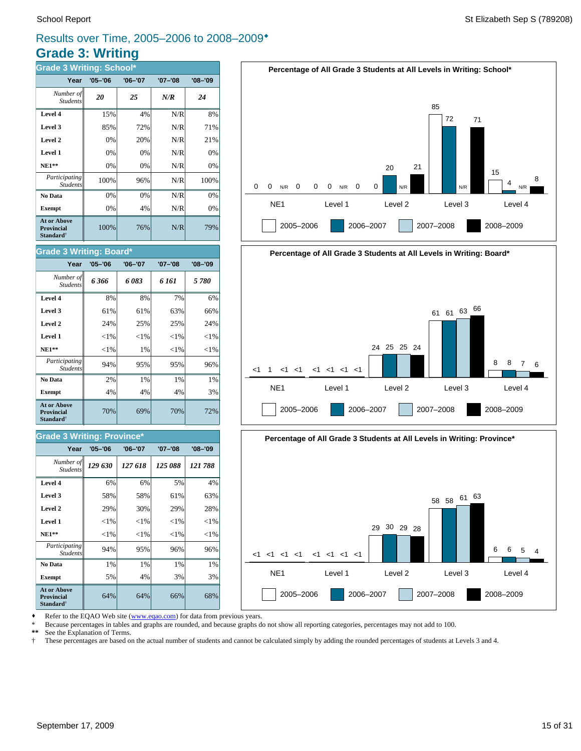## Results over Time, 2005–2006 to 2008–2009♦

# Grade 3: Writing

### Grade 3 Writing: School*

| Year | '05–'06 | '06–'07 | '07–'08 | '08–'09 |
|---|---|---|---|---|
| *Number of Students* | *20* | *25* | *N/R* | *24* |
| **Level 4** | 15% | 4% | N/R | 8% |
| **Level 3** | 85% | 72% | N/R | 71% |
| **Level 2** | 0% | 20% | N/R | 21% |
| **Level 1** | 0% | 0% | N/R | 0% |
| **NE1**** | 0% | 0% | N/R | 0% |
| *Participating Students* | 100% | 96% | N/R | 100% |
| **No Data** | 0% | 0% | N/R | 0% |
| **Exempt** | 0% | 4% | N/R | 0% |
| **At or Above Provincial Standard†** | 100% | 76% | N/R | 79% |

**Percentage of All Grade 3 Students at All Levels in Writing: School***

| | 2005–2006 | 2006–2007 | 2007–2008 | 2008–2009 |
|---|---|---|---|---|
| NE1 | 0 | 0 | N/R | 0 |
| Level 1 | 0 | 0 | N/R | 0 |
| Level 2 | 0 | 20 | N/R | 21 |
| Level 3 | 85 | 72 | N/R | 71 |
| Level 4 | 15 | 4 | N/R | 8 |

### Grade 3 Writing: Board*

| Year | '05–'06 | '06–'07 | '07–'08 | '08–'09 |
|---|---|---|---|---|
| *Number of Students* | *6 366* | *6 083* | *6 161* | *5 780* |
| **Level 4** | 8% | 8% | 7% | 6% |
| **Level 3** | 61% | 61% | 63% | 66% |
| **Level 2** | 24% | 25% | 25% | 24% |
| **Level 1** | <1% | <1% | <1% | <1% |
| **NE1**** | <1% | 1% | <1% | <1% |
| *Participating Students* | 94% | 95% | 95% | 96% |
| **No Data** | 2% | 1% | 1% | 1% |
| **Exempt** | 4% | 4% | 4% | 3% |
| **At or Above Provincial Standard†** | 70% | 69% | 70% | 72% |

**Percentage of All Grade 3 Students at All Levels in Writing: Board***

| | 2005–2006 | 2006–2007 | 2007–2008 | 2008–2009 |
|---|---|---|---|---|
| NE1 | <1 | 1 | <1 | <1 |
| Level 1 | <1 | <1 | <1 | <1 |
| Level 2 | 24 | 25 | 25 | 24 |
| Level 3 | 61 | 61 | 63 | 66 |
| Level 4 | 8 | 8 | 7 | 6 |

### Grade 3 Writing: Province*

| Year | '05–'06 | '06–'07 | '07–'08 | '08–'09 |
|---|---|---|---|---|
| *Number of Students* | *129 630* | *127 618* | *125 088* | *121 788* |
| **Level 4** | 6% | 6% | 5% | 4% |
| **Level 3** | 58% | 58% | 61% | 63% |
| **Level 2** | 29% | 30% | 29% | 28% |
| **Level 1** | <1% | <1% | <1% | <1% |
| **NE1**** | <1% | <1% | <1% | <1% |
| *Participating Students* | 94% | 95% | 96% | 96% |
| **No Data** | 1% | 1% | 1% | 1% |
| **Exempt** | 5% | 4% | 3% | 3% |
| **At or Above Provincial Standard†** | 64% | 64% | 66% | 68% |

**Percentage of All Grade 3 Students at All Levels in Writing: Province***

| | 2005–2006 | 2006–2007 | 2007–2008 | 2008–2009 |
|---|---|---|---|---|
| NE1 | <1 | <1 | <1 | <1 |
| Level 1 | <1 | <1 | <1 | <1 |
| Level 2 | 29 | 30 | 29 | 28 |
| Level 3 | 58 | 58 | 61 | 63 |
| Level 4 | 6 | 6 | 5 | 4 |

♦ Refer to the EQAO Web site (www.eqao.com) for data from previous years.

\* Because percentages in tables and graphs are rounded, and because graphs do not show all reporting categories, percentages may not add to 100.

** See the Explanation of Terms.

† These percentages are based on the actual number of students and cannot be calculated simply by adding the rounded percentages of students at Levels 3 and 4.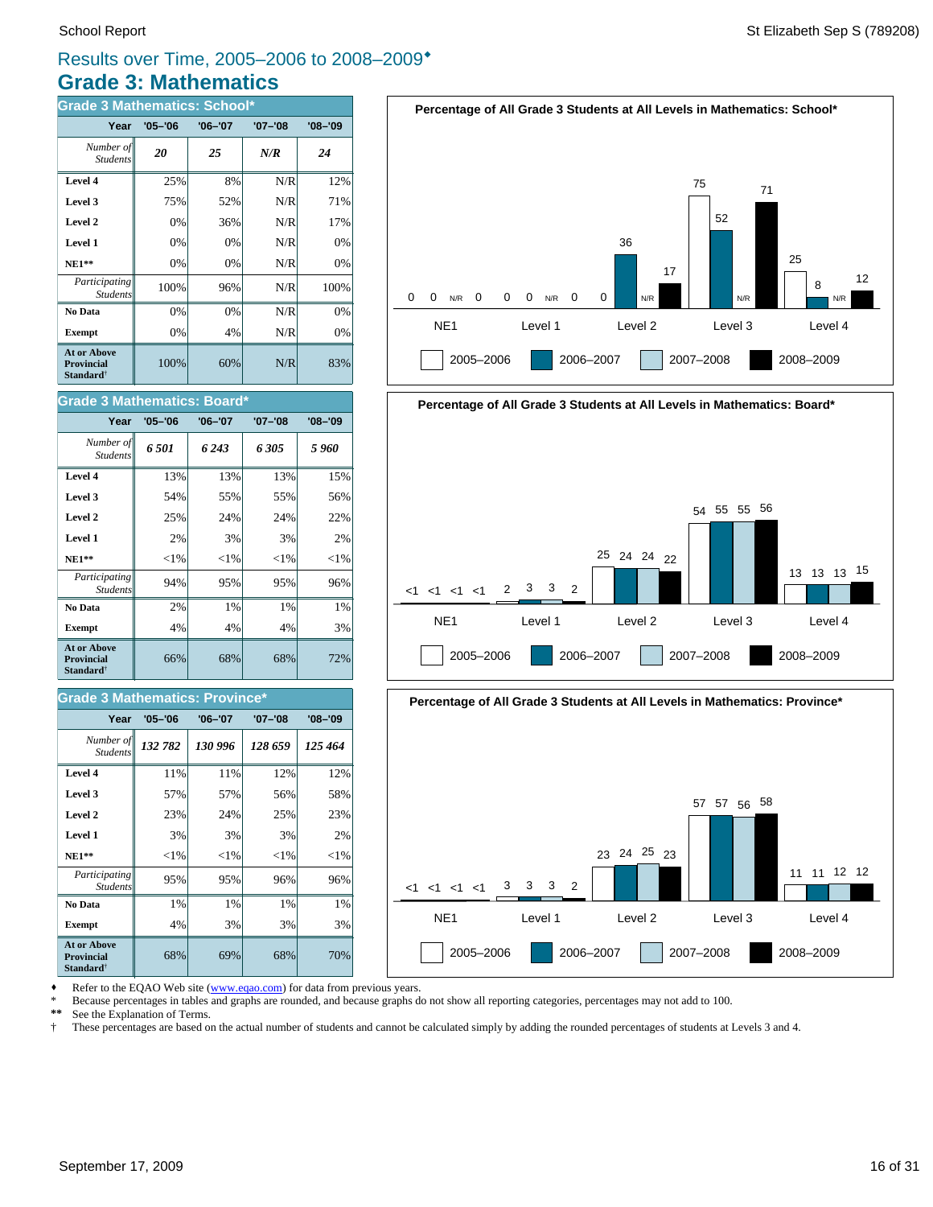## Results over Time, 2005–2006 to 2008–2009♦

# Grade 3: Mathematics

### Grade 3 Mathematics: School*

| Year | '05–'06 | '06–'07 | '07–'08 | '08–'09 |
|---|---|---|---|---|
| *Number of Students* | ***20*** | ***25*** | ***N/R*** | ***24*** |
| **Level 4** | 25% | 8% | N/R | 12% |
| **Level 3** | 75% | 52% | N/R | 71% |
| **Level 2** | 0% | 36% | N/R | 17% |
| **Level 1** | 0% | 0% | N/R | 0% |
| **NE1\*\*** | 0% | 0% | N/R | 0% |
| *Participating Students* | 100% | 96% | N/R | 100% |
| **No Data** | 0% | 0% | N/R | 0% |
| **Exempt** | 0% | 4% | N/R | 0% |
| **At or Above Provincial Standard†** | 100% | 60% | N/R | 83% |

### Grade 3 Mathematics: Board*

| Year | '05–'06 | '06–'07 | '07–'08 | '08–'09 |
|---|---|---|---|---|
| *Number of Students* | ***6 501*** | ***6 243*** | ***6 305*** | ***5 960*** |
| **Level 4** | 13% | 13% | 13% | 15% |
| **Level 3** | 54% | 55% | 55% | 56% |
| **Level 2** | 25% | 24% | 24% | 22% |
| **Level 1** | 2% | 3% | 3% | 2% |
| **NE1\*\*** | <1% | <1% | <1% | <1% |
| *Participating Students* | 94% | 95% | 95% | 96% |
| **No Data** | 2% | 1% | 1% | 1% |
| **Exempt** | 4% | 4% | 4% | 3% |
| **At or Above Provincial Standard†** | 66% | 68% | 68% | 72% |

### Grade 3 Mathematics: Province*

| Year | '05–'06 | '06–'07 | '07–'08 | '08–'09 |
|---|---|---|---|---|
| *Number of Students* | ***132 782*** | ***130 996*** | ***128 659*** | ***125 464*** |
| **Level 4** | 11% | 11% | 12% | 12% |
| **Level 3** | 57% | 57% | 56% | 58% |
| **Level 2** | 23% | 24% | 25% | 23% |
| **Level 1** | 3% | 3% | 3% | 2% |
| **NE1\*\*** | <1% | <1% | <1% | <1% |
| *Participating Students* | 95% | 95% | 96% | 96% |
| **No Data** | 1% | 1% | 1% | 1% |
| **Exempt** | 4% | 3% | 3% | 3% |
| **At or Above Provincial Standard†** | 68% | 69% | 68% | 70% |

**Percentage of All Grade 3 Students at All Levels in Mathematics: School***

| | NE1 | Level 1 | Level 2 | Level 3 | Level 4 |
|---|---|---|---|---|---|
| 2005–2006 | 0 | 0 | 0 | 75 | 25 |
| 2006–2007 | 0 | 0 | 36 | 52 | 8 |
| 2007–2008 | N/R | N/R | N/R | N/R | N/R |
| 2008–2009 | 0 | 0 | 17 | 71 | 12 |

**Percentage of All Grade 3 Students at All Levels in Mathematics: Board***

| | NE1 | Level 1 | Level 2 | Level 3 | Level 4 |
|---|---|---|---|---|---|
| 2005–2006 | <1 | 2 | 25 | 54 | 13 |
| 2006–2007 | <1 | 3 | 24 | 55 | 13 |
| 2007–2008 | <1 | 3 | 24 | 55 | 13 |
| 2008–2009 | <1 | 2 | 22 | 56 | 15 |

**Percentage of All Grade 3 Students at All Levels in Mathematics: Province***

| | NE1 | Level 1 | Level 2 | Level 3 | Level 4 |
|---|---|---|---|---|---|
| 2005–2006 | <1 | 3 | 23 | 57 | 11 |
| 2006–2007 | <1 | 3 | 24 | 57 | 11 |
| 2007–2008 | <1 | 3 | 25 | 56 | 12 |
| 2008–2009 | <1 | 2 | 23 | 58 | 12 |

♦ Refer to the EQAO Web site (www.eqao.com) for data from previous years.
\* Because percentages in tables and graphs are rounded, and because graphs do not show all reporting categories, percentages may not add to 100.
\*\* See the Explanation of Terms.
† These percentages are based on the actual number of students and cannot be calculated simply by adding the rounded percentages of students at Levels 3 and 4.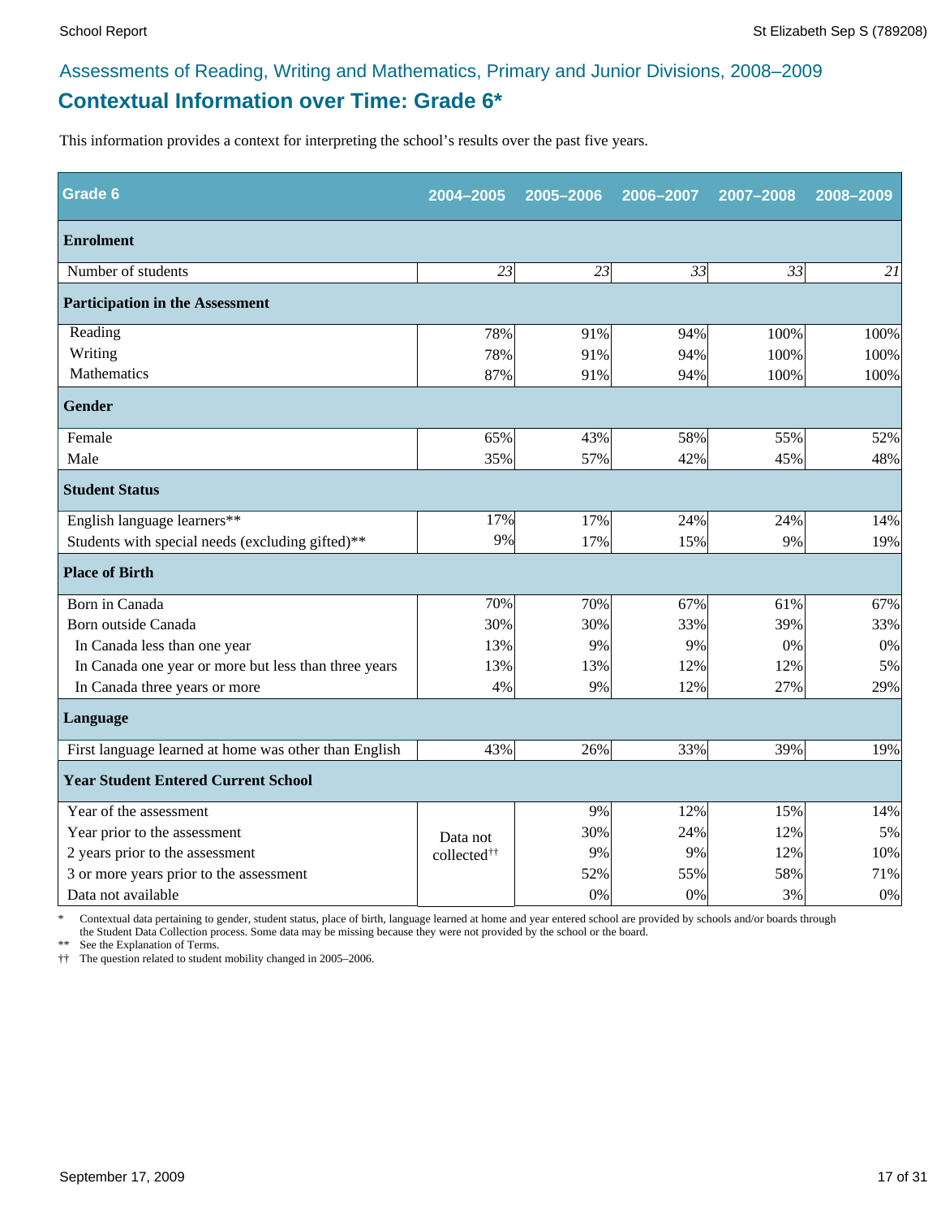## Assessments of Reading, Writing and Mathematics, Primary and Junior Divisions, 2008–2009

# Contextual Information over Time: Grade 6*

This information provides a context for interpreting the school's results over the past five years.

| Grade 6 | 2004–2005 | 2005–2006 | 2006–2007 | 2007–2008 | 2008–2009 |
|---|---|---|---|---|---|
| **Enrolment** | | | | | |
| Number of students | *23* | *23* | *33* | *33* | *21* |
| **Participation in the Assessment** | | | | | |
| Reading | 78% | 91% | 94% | 100% | 100% |
| Writing | 78% | 91% | 94% | 100% | 100% |
| Mathematics | 87% | 91% | 94% | 100% | 100% |
| **Gender** | | | | | |
| Female | 65% | 43% | 58% | 55% | 52% |
| Male | 35% | 57% | 42% | 45% | 48% |
| **Student Status** | | | | | |
| English language learners** | 17% | 17% | 24% | 24% | 14% |
| Students with special needs (excluding gifted)** | 9% | 17% | 15% | 9% | 19% |
| **Place of Birth** | | | | | |
| Born in Canada | 70% | 70% | 67% | 61% | 67% |
| Born outside Canada | 30% | 30% | 33% | 39% | 33% |
| In Canada less than one year | 13% | 9% | 9% | 0% | 0% |
| In Canada one year or more but less than three years | 13% | 13% | 12% | 12% | 5% |
| In Canada three years or more | 4% | 9% | 12% | 27% | 29% |
| **Language** | | | | | |
| First language learned at home was other than English | 43% | 26% | 33% | 39% | 19% |
| **Year Student Entered Current School** | | | | | |
| Year of the assessment | Data not collected†† | 9% | 12% | 15% | 14% |
| Year prior to the assessment | | 30% | 24% | 12% | 5% |
| 2 years prior to the assessment | | 9% | 9% | 12% | 10% |
| 3 or more years prior to the assessment | | 52% | 55% | 58% | 71% |
| Data not available | | 0% | 0% | 3% | 0% |

\* Contextual data pertaining to gender, student status, place of birth, language learned at home and year entered school are provided by schools and/or boards through the Student Data Collection process. Some data may be missing because they were not provided by the school or the board.

** See the Explanation of Terms.

†† The question related to student mobility changed in 2005–2006.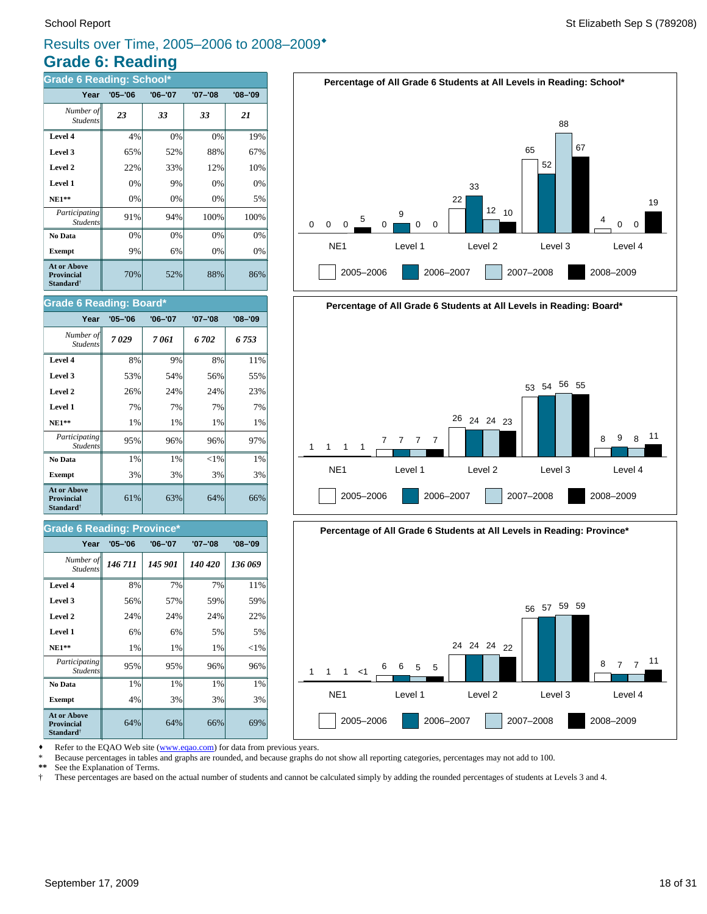# Results over Time, 2005–2006 to 2008–2009♦

## Grade 6: Reading

### Grade 6 Reading: School*

| Year | '05–'06 | '06–'07 | '07–'08 | '08–'09 |
|---|---|---|---|---|
| *Number of Students* | ***23*** | ***33*** | ***33*** | ***21*** |
| **Level 4** | 4% | 0% | 0% | 19% |
| **Level 3** | 65% | 52% | 88% | 67% |
| **Level 2** | 22% | 33% | 12% | 10% |
| **Level 1** | 0% | 9% | 0% | 0% |
| **NE1**** | 0% | 0% | 0% | 5% |
| *Participating Students* | 91% | 94% | 100% | 100% |
| **No Data** | 0% | 0% | 0% | 0% |
| **Exempt** | 9% | 6% | 0% | 0% |
| **At or Above Provincial Standard†** | 70% | 52% | 88% | 86% |

### Grade 6 Reading: Board*

| Year | '05–'06 | '06–'07 | '07–'08 | '08–'09 |
|---|---|---|---|---|
| *Number of Students* | ***7 029*** | ***7 061*** | ***6 702*** | ***6 753*** |
| **Level 4** | 8% | 9% | 8% | 11% |
| **Level 3** | 53% | 54% | 56% | 55% |
| **Level 2** | 26% | 24% | 24% | 23% |
| **Level 1** | 7% | 7% | 7% | 7% |
| **NE1**** | 1% | 1% | 1% | 1% |
| *Participating Students* | 95% | 96% | 96% | 97% |
| **No Data** | 1% | 1% | <1% | 1% |
| **Exempt** | 3% | 3% | 3% | 3% |
| **At or Above Provincial Standard†** | 61% | 63% | 64% | 66% |

### Grade 6 Reading: Province*

| Year | '05–'06 | '06–'07 | '07–'08 | '08–'09 |
|---|---|---|---|---|
| *Number of Students* | ***146 711*** | ***145 901*** | ***140 420*** | ***136 069*** |
| **Level 4** | 8% | 7% | 7% | 11% |
| **Level 3** | 56% | 57% | 59% | 59% |
| **Level 2** | 24% | 24% | 24% | 22% |
| **Level 1** | 6% | 6% | 5% | 5% |
| **NE1**** | 1% | 1% | 1% | <1% |
| *Participating Students* | 95% | 95% | 96% | 96% |
| **No Data** | 1% | 1% | 1% | 1% |
| **Exempt** | 4% | 3% | 3% | 3% |
| **At or Above Provincial Standard†** | 64% | 64% | 66% | 69% |

**Percentage of All Grade 6 Students at All Levels in Reading: School***

| | NE1 | Level 1 | Level 2 | Level 3 | Level 4 |
|---|---|---|---|---|---|
| 2005–2006 | 0 | 0 | 22 | 65 | 4 |
| 2006–2007 | 0 | 9 | 33 | 52 | 0 |
| 2007–2008 | 0 | 0 | 12 | 88 | 0 |
| 2008–2009 | 5 | 0 | 10 | 67 | 19 |

**Percentage of All Grade 6 Students at All Levels in Reading: Board***

| | NE1 | Level 1 | Level 2 | Level 3 | Level 4 |
|---|---|---|---|---|---|
| 2005–2006 | 1 | 7 | 26 | 53 | 8 |
| 2006–2007 | 1 | 7 | 24 | 54 | 9 |
| 2007–2008 | 1 | 7 | 24 | 56 | 8 |
| 2008–2009 | 1 | 7 | 23 | 55 | 11 |

**Percentage of All Grade 6 Students at All Levels in Reading: Province***

| | NE1 | Level 1 | Level 2 | Level 3 | Level 4 |
|---|---|---|---|---|---|
| 2005–2006 | 1 | 6 | 24 | 56 | 8 |
| 2006–2007 | 1 | 6 | 24 | 57 | 7 |
| 2007–2008 | 1 | 5 | 24 | 59 | 7 |
| 2008–2009 | <1 | 5 | 22 | 59 | 11 |

♦ Refer to the EQAO Web site (www.eqao.com) for data from previous years.
* Because percentages in tables and graphs are rounded, and because graphs do not show all reporting categories, percentages may not add to 100.
** See the Explanation of Terms.
† These percentages are based on the actual number of students and cannot be calculated simply by adding the rounded percentages of students at Levels 3 and 4.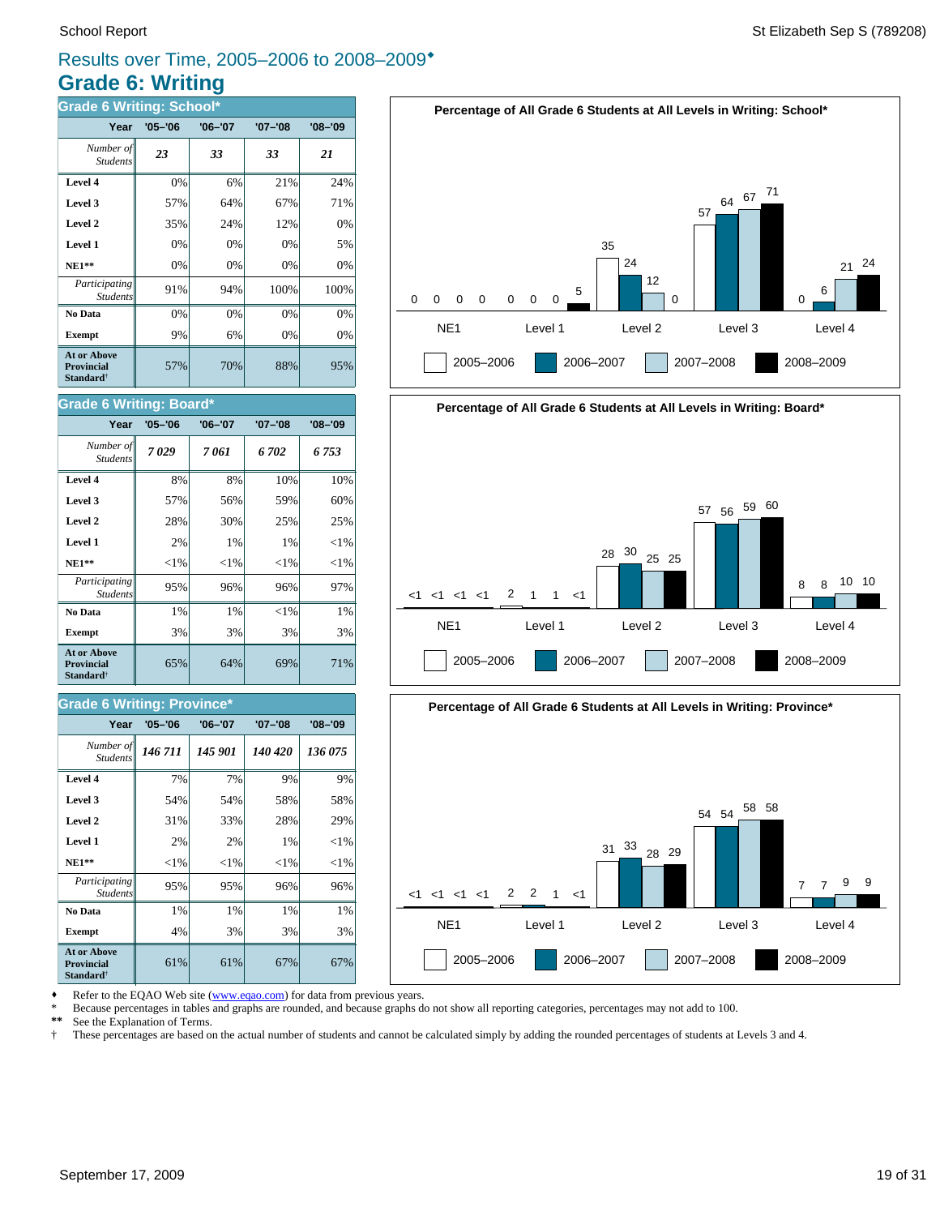School Report St Elizabeth Sep S (789208)

## Results over Time, 2005–2006 to 2008–2009♦

# Grade 6: Writing

### Grade 6 Writing: School*

| Year | '05–'06 | '06–'07 | '07–'08 | '08–'09 |
|---|---|---|---|---|
| *Number of Students* | ***23*** | ***33*** | ***33*** | ***21*** |
| **Level 4** | 0% | 6% | 21% | 24% |
| **Level 3** | 57% | 64% | 67% | 71% |
| **Level 2** | 35% | 24% | 12% | 0% |
| **Level 1** | 0% | 0% | 0% | 5% |
| **NE1\*\*** | 0% | 0% | 0% | 0% |
| *Participating Students* | 91% | 94% | 100% | 100% |
| **No Data** | 0% | 0% | 0% | 0% |
| **Exempt** | 9% | 6% | 0% | 0% |
| **At or Above Provincial Standard†** | 57% | 70% | 88% | 95% |

### Grade 6 Writing: Board*

| Year | '05–'06 | '06–'07 | '07–'08 | '08–'09 |
|---|---|---|---|---|
| *Number of Students* | ***7 029*** | ***7 061*** | ***6 702*** | ***6 753*** |
| **Level 4** | 8% | 8% | 10% | 10% |
| **Level 3** | 57% | 56% | 59% | 60% |
| **Level 2** | 28% | 30% | 25% | 25% |
| **Level 1** | 2% | 1% | 1% | <1% |
| **NE1\*\*** | <1% | <1% | <1% | <1% |
| *Participating Students* | 95% | 96% | 96% | 97% |
| **No Data** | 1% | 1% | <1% | 1% |
| **Exempt** | 3% | 3% | 3% | 3% |
| **At or Above Provincial Standard†** | 65% | 64% | 69% | 71% |

### Grade 6 Writing: Province*

| Year | '05–'06 | '06–'07 | '07–'08 | '08–'09 |
|---|---|---|---|---|
| *Number of Students* | ***146 711*** | ***145 901*** | ***140 420*** | ***136 075*** |
| **Level 4** | 7% | 7% | 9% | 9% |
| **Level 3** | 54% | 54% | 58% | 58% |
| **Level 2** | 31% | 33% | 28% | 29% |
| **Level 1** | 2% | 2% | 1% | <1% |
| **NE1\*\*** | <1% | <1% | <1% | <1% |
| *Participating Students* | 95% | 95% | 96% | 96% |
| **No Data** | 1% | 1% | 1% | 1% |
| **Exempt** | 4% | 3% | 3% | 3% |
| **At or Above Provincial Standard†** | 61% | 61% | 67% | 67% |

**Percentage of All Grade 6 Students at All Levels in Writing: School***

| | NE1 | Level 1 | Level 2 | Level 3 | Level 4 |
|---|---|---|---|---|---|
| 2005–2006 | 0 | 0 | 35 | 57 | 0 |
| 2006–2007 | 0 | 0 | 24 | 64 | 6 |
| 2007–2008 | 0 | 0 | 12 | 67 | 21 |
| 2008–2009 | 0 | 5 | 0 | 71 | 24 |

**Percentage of All Grade 6 Students at All Levels in Writing: Board***

| | NE1 | Level 1 | Level 2 | Level 3 | Level 4 |
|---|---|---|---|---|---|
| 2005–2006 | <1 | 2 | 28 | 57 | 8 |
| 2006–2007 | <1 | 1 | 30 | 56 | 8 |
| 2007–2008 | <1 | 1 | 25 | 59 | 10 |
| 2008–2009 | <1 | <1 | 25 | 60 | 10 |

**Percentage of All Grade 6 Students at All Levels in Writing: Province***

| | NE1 | Level 1 | Level 2 | Level 3 | Level 4 |
|---|---|---|---|---|---|
| 2005–2006 | <1 | 2 | 31 | 54 | 7 |
| 2006–2007 | <1 | 2 | 33 | 54 | 7 |
| 2007–2008 | <1 | 1 | 28 | 58 | 9 |
| 2008–2009 | <1 | <1 | 29 | 58 | 9 |

♦ Refer to the EQAO Web site (www.eqao.com) for data from previous years.
\* Because percentages in tables and graphs are rounded, and because graphs do not show all reporting categories, percentages may not add to 100.
\*\* See the Explanation of Terms.
† These percentages are based on the actual number of students and cannot be calculated simply by adding the rounded percentages of students at Levels 3 and 4.

September 17, 2009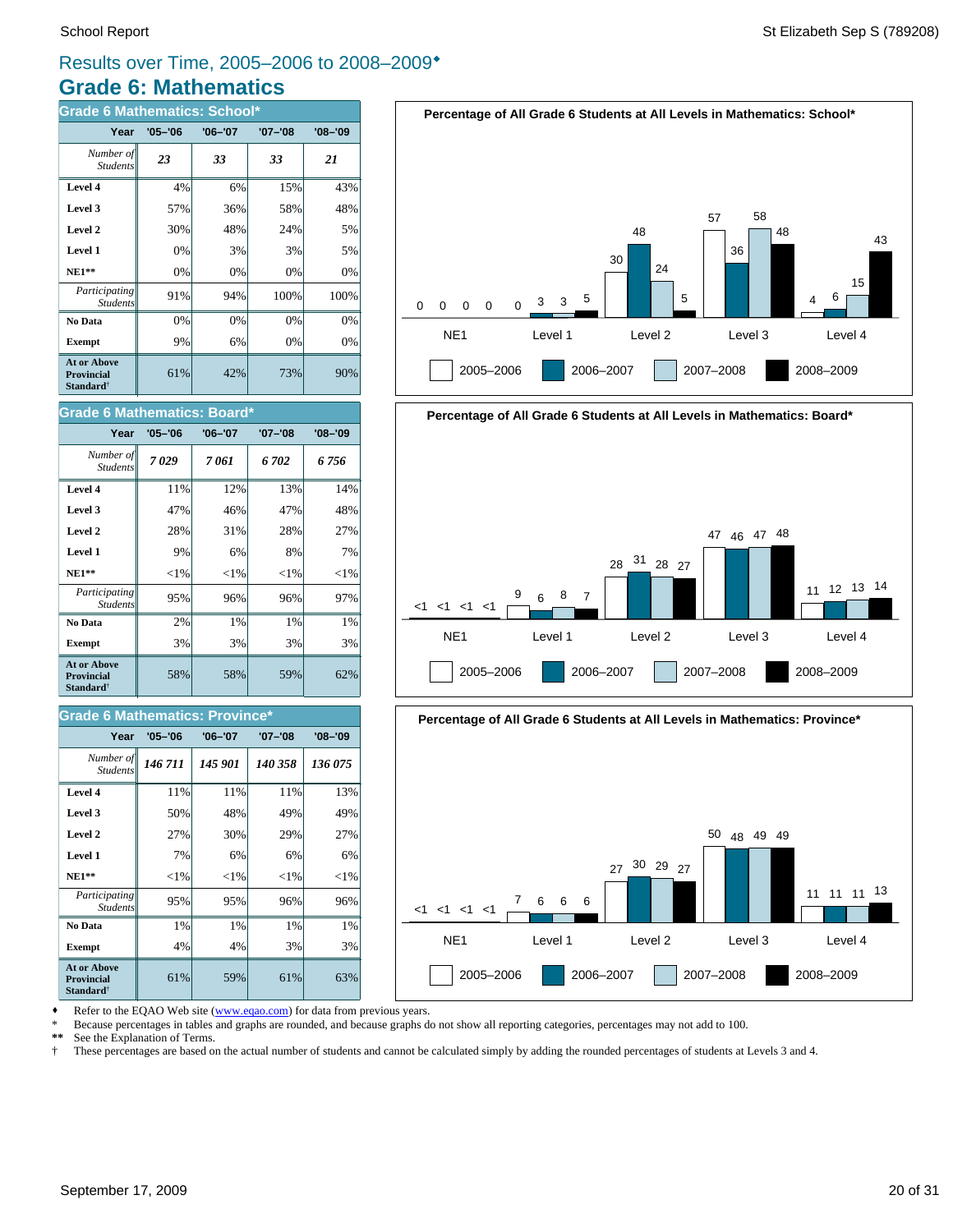# Results over Time, 2005–2006 to 2008–2009♦

## Grade 6: Mathematics

### Grade 6 Mathematics: School*

| Year | '05–'06 | '06–'07 | '07–'08 | '08–'09 |
|---|---|---|---|---|
| *Number of Students* | *23* | *33* | *33* | *21* |
| **Level 4** | 4% | 6% | 15% | 43% |
| **Level 3** | 57% | 36% | 58% | 48% |
| **Level 2** | 30% | 48% | 24% | 5% |
| **Level 1** | 0% | 3% | 3% | 5% |
| **NE1\*\*** | 0% | 0% | 0% | 0% |
| *Participating Students* | 91% | 94% | 100% | 100% |
| **No Data** | 0% | 0% | 0% | 0% |
| **Exempt** | 9% | 6% | 0% | 0% |
| **At or Above Provincial Standard†** | 61% | 42% | 73% | 90% |

**Percentage of All Grade 6 Students at All Levels in Mathematics: School***

| | NE1 | Level 1 | Level 2 | Level 3 | Level 4 |
|---|---|---|---|---|---|
| 2005–2006 | 0 | 0 | 30 | 57 | 4 |
| 2006–2007 | 0 | 3 | 48 | 36 | 6 |
| 2007–2008 | 0 | 3 | 24 | 58 | 15 |
| 2008–2009 | 0 | 5 | 5 | 48 | 43 |

### Grade 6 Mathematics: Board*

| Year | '05–'06 | '06–'07 | '07–'08 | '08–'09 |
|---|---|---|---|---|
| *Number of Students* | *7 029* | *7 061* | *6 702* | *6 756* |
| **Level 4** | 11% | 12% | 13% | 14% |
| **Level 3** | 47% | 46% | 47% | 48% |
| **Level 2** | 28% | 31% | 28% | 27% |
| **Level 1** | 9% | 6% | 8% | 7% |
| **NE1\*\*** | <1% | <1% | <1% | <1% |
| *Participating Students* | 95% | 96% | 96% | 97% |
| **No Data** | 2% | 1% | 1% | 1% |
| **Exempt** | 3% | 3% | 3% | 3% |
| **At or Above Provincial Standard†** | 58% | 58% | 59% | 62% |

**Percentage of All Grade 6 Students at All Levels in Mathematics: Board***

| | NE1 | Level 1 | Level 2 | Level 3 | Level 4 |
|---|---|---|---|---|---|
| 2005–2006 | <1 | 9 | 28 | 47 | 11 |
| 2006–2007 | <1 | 6 | 31 | 46 | 12 |
| 2007–2008 | <1 | 8 | 28 | 47 | 13 |
| 2008–2009 | <1 | 7 | 27 | 48 | 14 |

### Grade 6 Mathematics: Province*

| Year | '05–'06 | '06–'07 | '07–'08 | '08–'09 |
|---|---|---|---|---|
| *Number of Students* | *146 711* | *145 901* | *140 358* | *136 075* |
| **Level 4** | 11% | 11% | 11% | 13% |
| **Level 3** | 50% | 48% | 49% | 49% |
| **Level 2** | 27% | 30% | 29% | 27% |
| **Level 1** | 7% | 6% | 6% | 6% |
| **NE1\*\*** | <1% | <1% | <1% | <1% |
| *Participating Students* | 95% | 95% | 96% | 96% |
| **No Data** | 1% | 1% | 1% | 1% |
| **Exempt** | 4% | 4% | 3% | 3% |
| **At or Above Provincial Standard†** | 61% | 59% | 61% | 63% |

**Percentage of All Grade 6 Students at All Levels in Mathematics: Province***

| | NE1 | Level 1 | Level 2 | Level 3 | Level 4 |
|---|---|---|---|---|---|
| 2005–2006 | <1 | 7 | 27 | 50 | 11 |
| 2006–2007 | <1 | 6 | 30 | 48 | 11 |
| 2007–2008 | <1 | 6 | 29 | 49 | 11 |
| 2008–2009 | <1 | 6 | 27 | 49 | 13 |

♦ Refer to the EQAO Web site (www.eqao.com) for data from previous years.

\* Because percentages in tables and graphs are rounded, and because graphs do not show all reporting categories, percentages may not add to 100.

\*\* See the Explanation of Terms.

† These percentages are based on the actual number of students and cannot be calculated simply by adding the rounded percentages of students at Levels 3 and 4.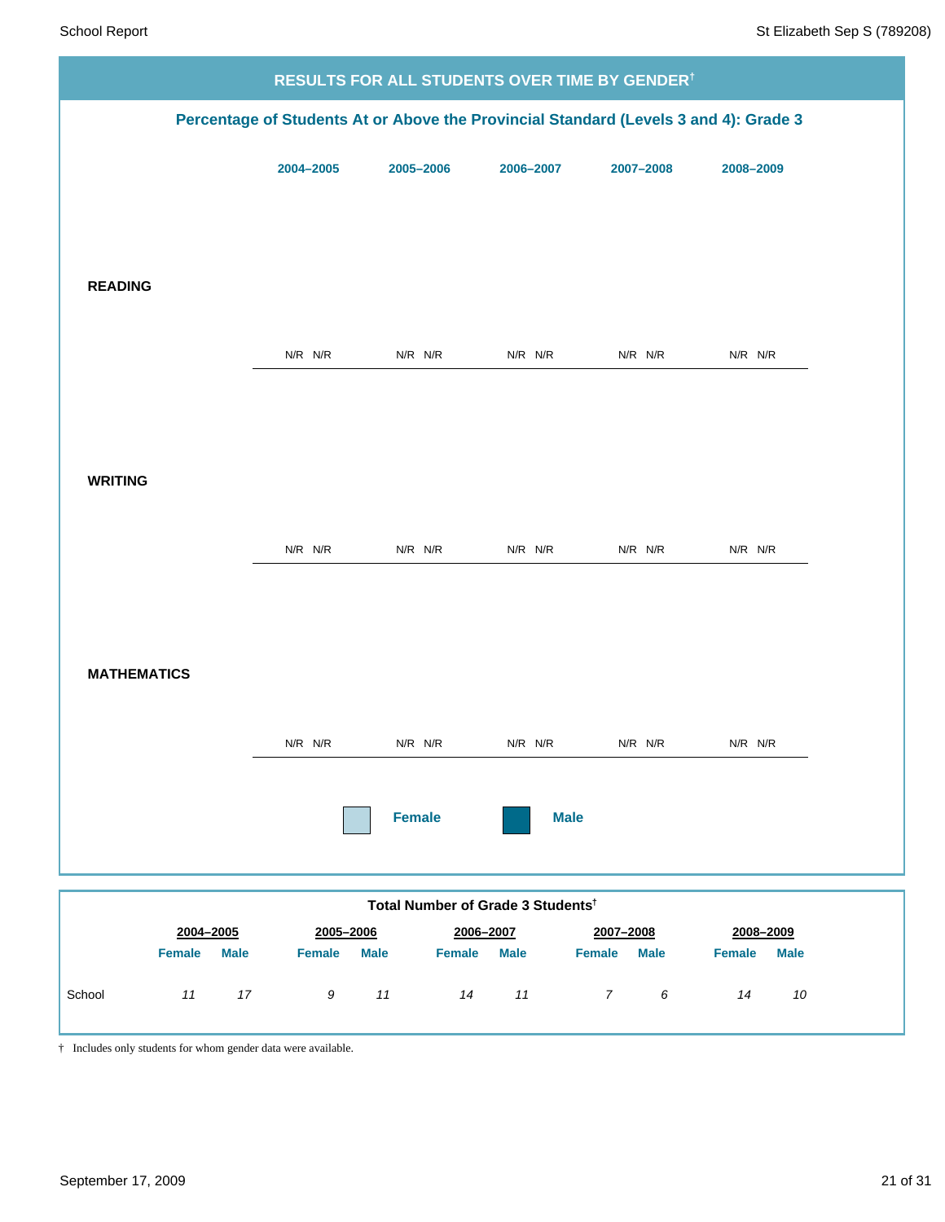## RESULTS FOR ALL STUDENTS OVER TIME BY GENDER†

### Percentage of Students At or Above the Provincial Standard (Levels 3 and 4): Grade 3

| | 2004–2005 | | 2005–2006 | | 2006–2007 | | 2007–2008 | | 2008–2009 | |
|---|---|---|---|---|---|---|---|---|---|---|
| | Female | Male | Female | Male | Female | Male | Female | Male | Female | Male |
| **READING** | N/R | N/R | N/R | N/R | N/R | N/R | N/R | N/R | N/R | N/R |
| **WRITING** | N/R | N/R | N/R | N/R | N/R | N/R | N/R | N/R | N/R | N/R |
| **MATHEMATICS** | N/R | N/R | N/R | N/R | N/R | N/R | N/R | N/R | N/R | N/R |

**Female** **Male**

### Total Number of Grade 3 Students†

| | 2004–2005 | | 2005–2006 | | 2006–2007 | | 2007–2008 | | 2008–2009 | |
|---|---|---|---|---|---|---|---|---|---|---|
| | Female | Male | Female | Male | Female | Male | Female | Male | Female | Male |
| School | *11* | *17* | *9* | *11* | *14* | *11* | *7* | *6* | *14* | *10* |

† Includes only students for whom gender data were available.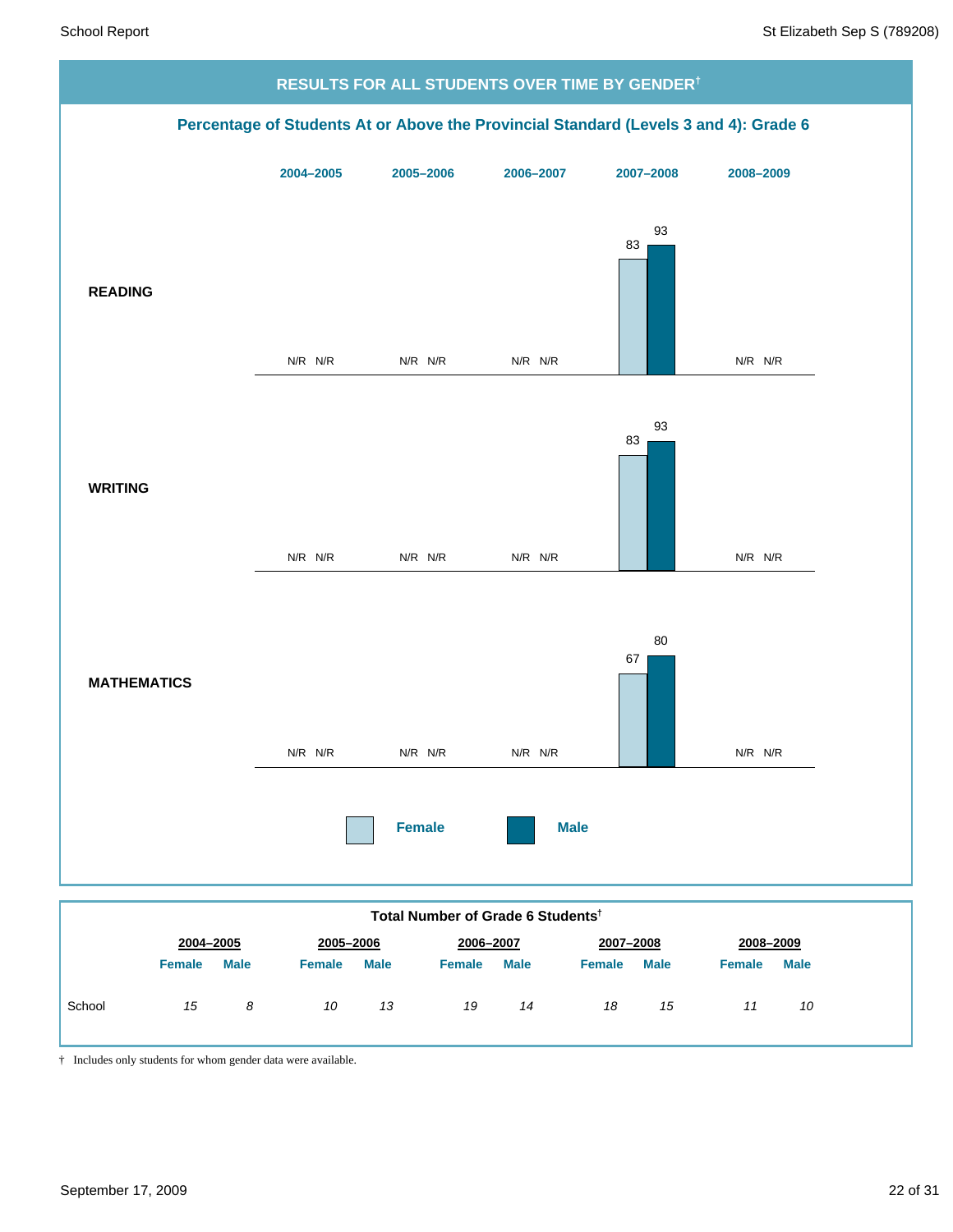## RESULTS FOR ALL STUDENTS OVER TIME BY GENDER†

### Percentage of Students At or Above the Provincial Standard (Levels 3 and 4): Grade 6

| | 2004–2005 Female | 2004–2005 Male | 2005–2006 Female | 2005–2006 Male | 2006–2007 Female | 2006–2007 Male | 2007–2008 Female | 2007–2008 Male | 2008–2009 Female | 2008–2009 Male |
|---|---|---|---|---|---|---|---|---|---|---|
| **READING** | N/R | N/R | N/R | N/R | N/R | N/R | 83 | 93 | N/R | N/R |
| **WRITING** | N/R | N/R | N/R | N/R | N/R | N/R | 83 | 93 | N/R | N/R |
| **MATHEMATICS** | N/R | N/R | N/R | N/R | N/R | N/R | 67 | 80 | N/R | N/R |

### Total Number of Grade 6 Students†

| | 2004–2005 | | 2005–2006 | | 2006–2007 | | 2007–2008 | | 2008–2009 | |
|---|---|---|---|---|---|---|---|---|---|---|
| | Female | Male | Female | Male | Female | Male | Female | Male | Female | Male |
| School | *15* | *8* | *10* | *13* | *19* | *14* | *18* | *15* | *11* | *10* |

† Includes only students for whom gender data were available.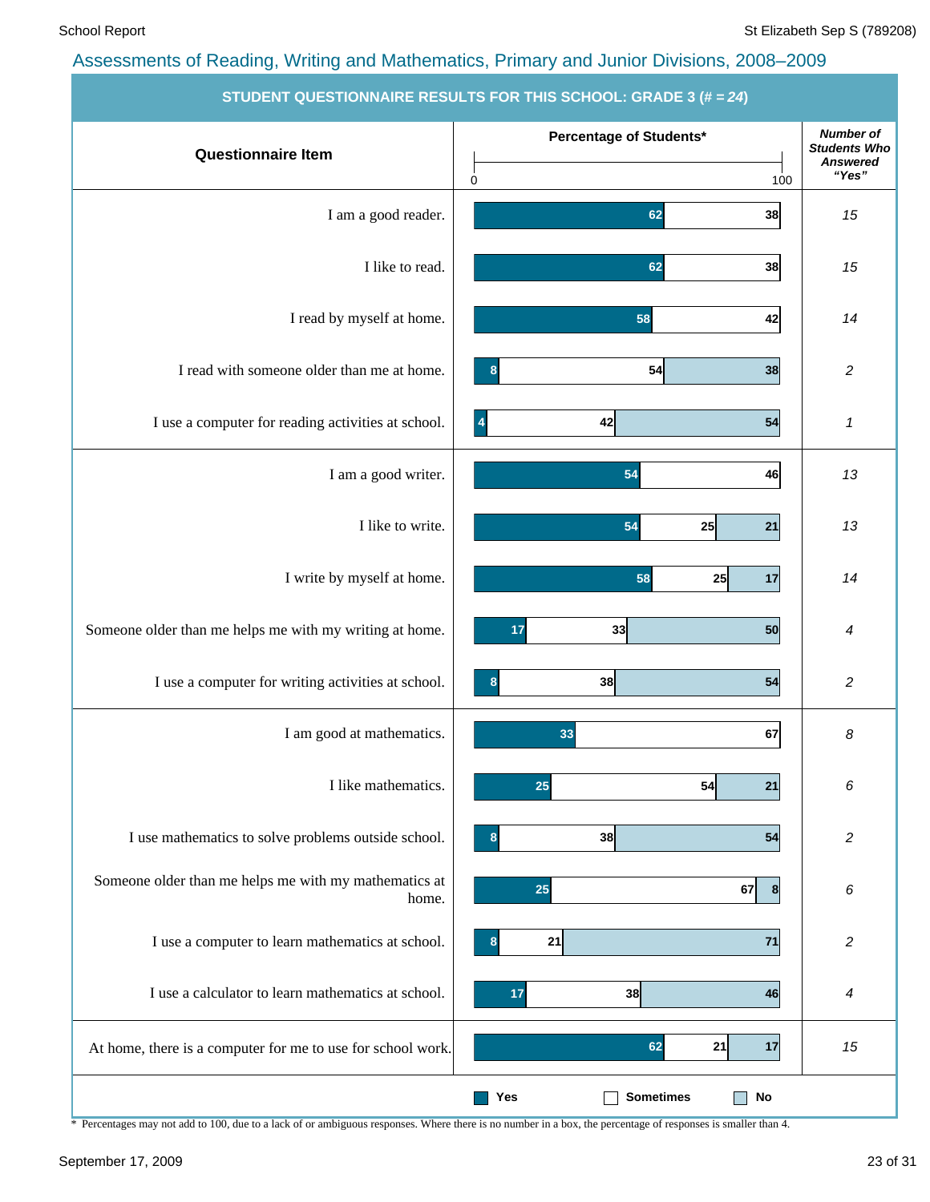Assessments of Reading, Writing and Mathematics, Primary and Junior Divisions, 2008–2009

## STUDENT QUESTIONNAIRE RESULTS FOR THIS SCHOOL: GRADE 3 (# = *24*)

| Questionnaire Item | Yes (%) | Sometimes (%) | No (%) | Number of Students Who Answered "Yes" |
|---|---|---|---|---|
| I am a good reader. | 62 | | 38 | 15 |
| I like to read. | 62 | | 38 | 15 |
| I read by myself at home. | 58 | | 42 | 14 |
| I read with someone older than me at home. | 8 | 54 | 38 | 2 |
| I use a computer for reading activities at school. | 4 | 42 | 54 | 1 |
| I am a good writer. | 54 | | 46 | 13 |
| I like to write. | 54 | 25 | 21 | 13 |
| I write by myself at home. | 58 | 25 | 17 | 14 |
| Someone older than me helps me with my writing at home. | 17 | 33 | 50 | 4 |
| I use a computer for writing activities at school. | 8 | 38 | 54 | 2 |
| I am good at mathematics. | 33 | | 67 | 8 |
| I like mathematics. | 25 | 54 | 21 | 6 |
| I use mathematics to solve problems outside school. | 8 | 38 | 54 | 2 |
| Someone older than me helps me with my mathematics at home. | 25 | 67 | 8 | 6 |
| I use a computer to learn mathematics at school. | 8 | 21 | 71 | 2 |
| I use a calculator to learn mathematics at school. | 17 | 38 | 46 | 4 |
| At home, there is a computer for me to use for school work. | 62 | 21 | 17 | 15 |

Percentage of Students* (0–100). Legend: Yes, Sometimes, No.

\* Percentages may not add to 100, due to a lack of or ambiguous responses. Where there is no number in a box, the percentage of responses is smaller than 4.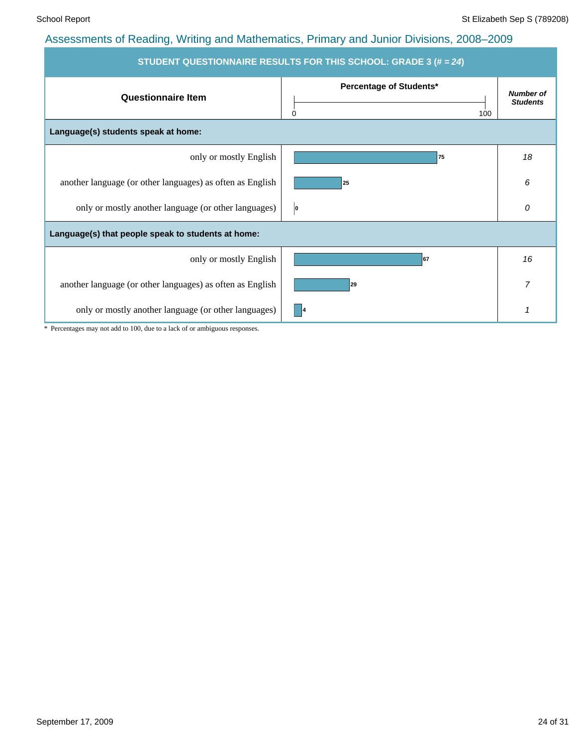## Assessments of Reading, Writing and Mathematics, Primary and Junior Divisions, 2008–2009

**STUDENT QUESTIONNAIRE RESULTS FOR THIS SCHOOL: GRADE 3 (# = *24*)**

| Questionnaire Item | Percentage of Students* | *Number of Students* |
|---|---|---|
| **Language(s) students speak at home:** | | |
| only or mostly English | 75 | *18* |
| another language (or other languages) as often as English | 25 | *6* |
| only or mostly another language (or other languages) | 0 | *0* |
| **Language(s) that people speak to students at home:** | | |
| only or mostly English | 67 | *16* |
| another language (or other languages) as often as English | 29 | *7* |
| only or mostly another language (or other languages) | 4 | *1* |

* Percentages may not add to 100, due to a lack of or ambiguous responses.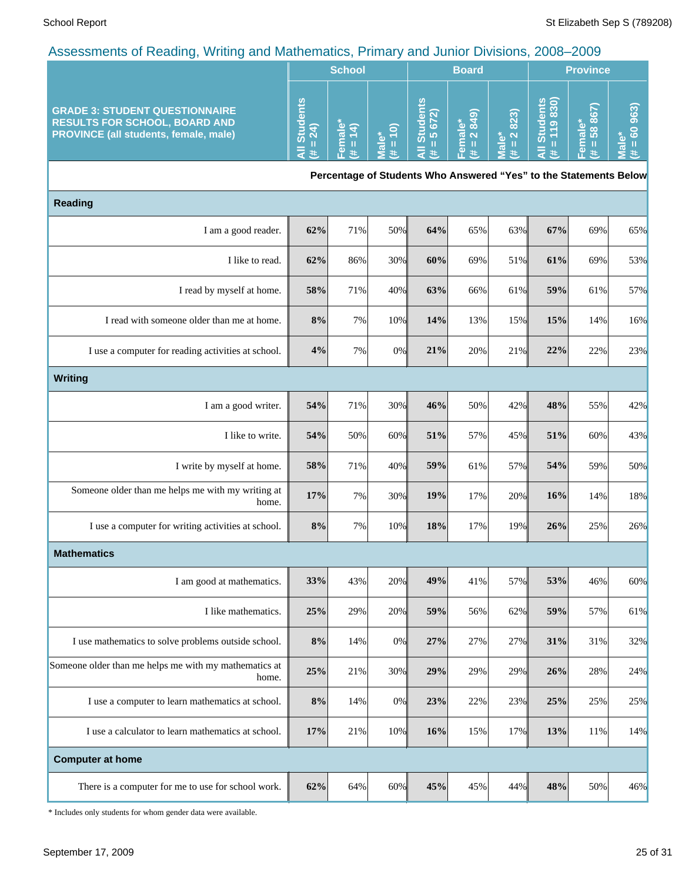## Assessments of Reading, Writing and Mathematics, Primary and Junior Divisions, 2008–2009

| GRADE 3: STUDENT QUESTIONNAIRE RESULTS FOR SCHOOL, BOARD AND PROVINCE (all students, female, male) | School | | | Board | | | Province | | |
|---|---|---|---|---|---|---|---|---|---|
| | All Students (# = 24) | Female* (# = 14) | Male* (# = 10) | All Students (# = 5 672) | Female* (# = 2 849) | Male* (# = 2 823) | All Students (# = 119 830) | Female* (# = 58 867) | Male* (# = 60 963) |
| | **Percentage of Students Who Answered "Yes" to the Statements Below** | | | | | | | | |
| **Reading** | | | | | | | | | |
| I am a good reader. | **62%** | 71% | 50% | **64%** | 65% | 63% | **67%** | 69% | 65% |
| I like to read. | **62%** | 86% | 30% | **60%** | 69% | 51% | **61%** | 69% | 53% |
| I read by myself at home. | **58%** | 71% | 40% | **63%** | 66% | 61% | **59%** | 61% | 57% |
| I read with someone older than me at home. | **8%** | 7% | 10% | **14%** | 13% | 15% | **15%** | 14% | 16% |
| I use a computer for reading activities at school. | **4%** | 7% | 0% | **21%** | 20% | 21% | **22%** | 22% | 23% |
| **Writing** | | | | | | | | | |
| I am a good writer. | **54%** | 71% | 30% | **46%** | 50% | 42% | **48%** | 55% | 42% |
| I like to write. | **54%** | 50% | 60% | **51%** | 57% | 45% | **51%** | 60% | 43% |
| I write by myself at home. | **58%** | 71% | 40% | **59%** | 61% | 57% | **54%** | 59% | 50% |
| Someone older than me helps me with my writing at home. | **17%** | 7% | 30% | **19%** | 17% | 20% | **16%** | 14% | 18% |
| I use a computer for writing activities at school. | **8%** | 7% | 10% | **18%** | 17% | 19% | **26%** | 25% | 26% |
| **Mathematics** | | | | | | | | | |
| I am good at mathematics. | **33%** | 43% | 20% | **49%** | 41% | 57% | **53%** | 46% | 60% |
| I like mathematics. | **25%** | 29% | 20% | **59%** | 56% | 62% | **59%** | 57% | 61% |
| I use mathematics to solve problems outside school. | **8%** | 14% | 0% | **27%** | 27% | 27% | **31%** | 31% | 32% |
| Someone older than me helps me with my mathematics at home. | **25%** | 21% | 30% | **29%** | 29% | 29% | **26%** | 28% | 24% |
| I use a computer to learn mathematics at school. | **8%** | 14% | 0% | **23%** | 22% | 23% | **25%** | 25% | 25% |
| I use a calculator to learn mathematics at school. | **17%** | 21% | 10% | **16%** | 15% | 17% | **13%** | 11% | 14% |
| **Computer at home** | | | | | | | | | |
| There is a computer for me to use for school work. | **62%** | 64% | 60% | **45%** | 45% | 44% | **48%** | 50% | 46% |

\* Includes only students for whom gender data were available.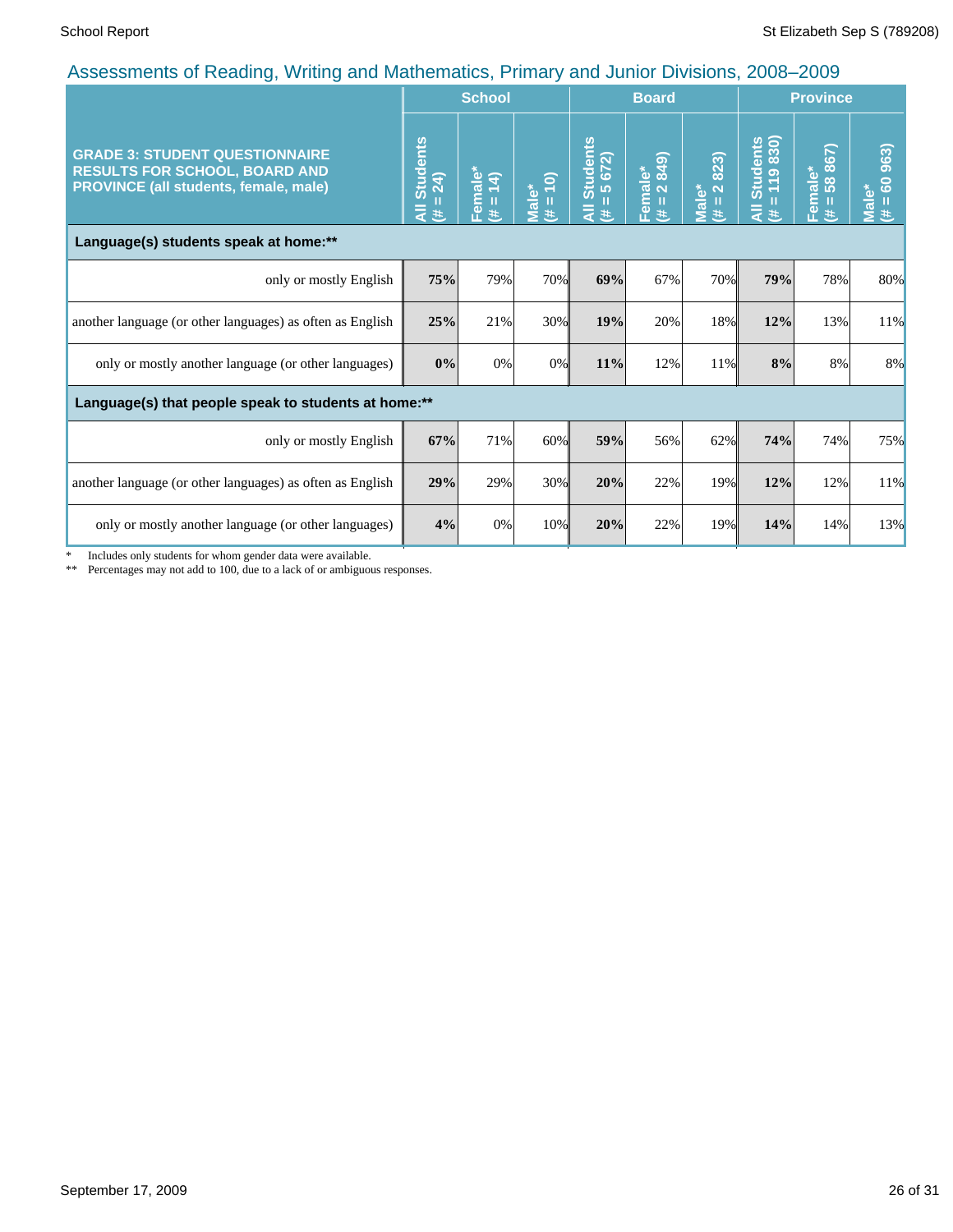## Assessments of Reading, Writing and Mathematics, Primary and Junior Divisions, 2008–2009

| GRADE 3: STUDENT QUESTIONNAIRE RESULTS FOR SCHOOL, BOARD AND PROVINCE (all students, female, male) | School | | | Board | | | Province | | |
|---|---|---|---|---|---|---|---|---|---|
| | All Students (# = 24) | Female* (# = 14) | Male* (# = 10) | All Students (# = 5 672) | Female* (# = 2 849) | Male* (# = 2 823) | All Students (# = 119 830) | Female* (# = 58 867) | Male* (# = 60 963) |
| **Language(s) students speak at home:**** | | | | | | | | | |
| only or mostly English | **75%** | 79% | 70% | **69%** | 67% | 70% | **79%** | 78% | 80% |
| another language (or other languages) as often as English | **25%** | 21% | 30% | **19%** | 20% | 18% | **12%** | 13% | 11% |
| only or mostly another language (or other languages) | **0%** | 0% | 0% | **11%** | 12% | 11% | **8%** | 8% | 8% |
| **Language(s) that people speak to students at home:**** | | | | | | | | | |
| only or mostly English | **67%** | 71% | 60% | **59%** | 56% | 62% | **74%** | 74% | 75% |
| another language (or other languages) as often as English | **29%** | 29% | 30% | **20%** | 22% | 19% | **12%** | 12% | 11% |
| only or mostly another language (or other languages) | **4%** | 0% | 10% | **20%** | 22% | 19% | **14%** | 14% | 13% |

\* Includes only students for whom gender data were available.

** Percentages may not add to 100, due to a lack of or ambiguous responses.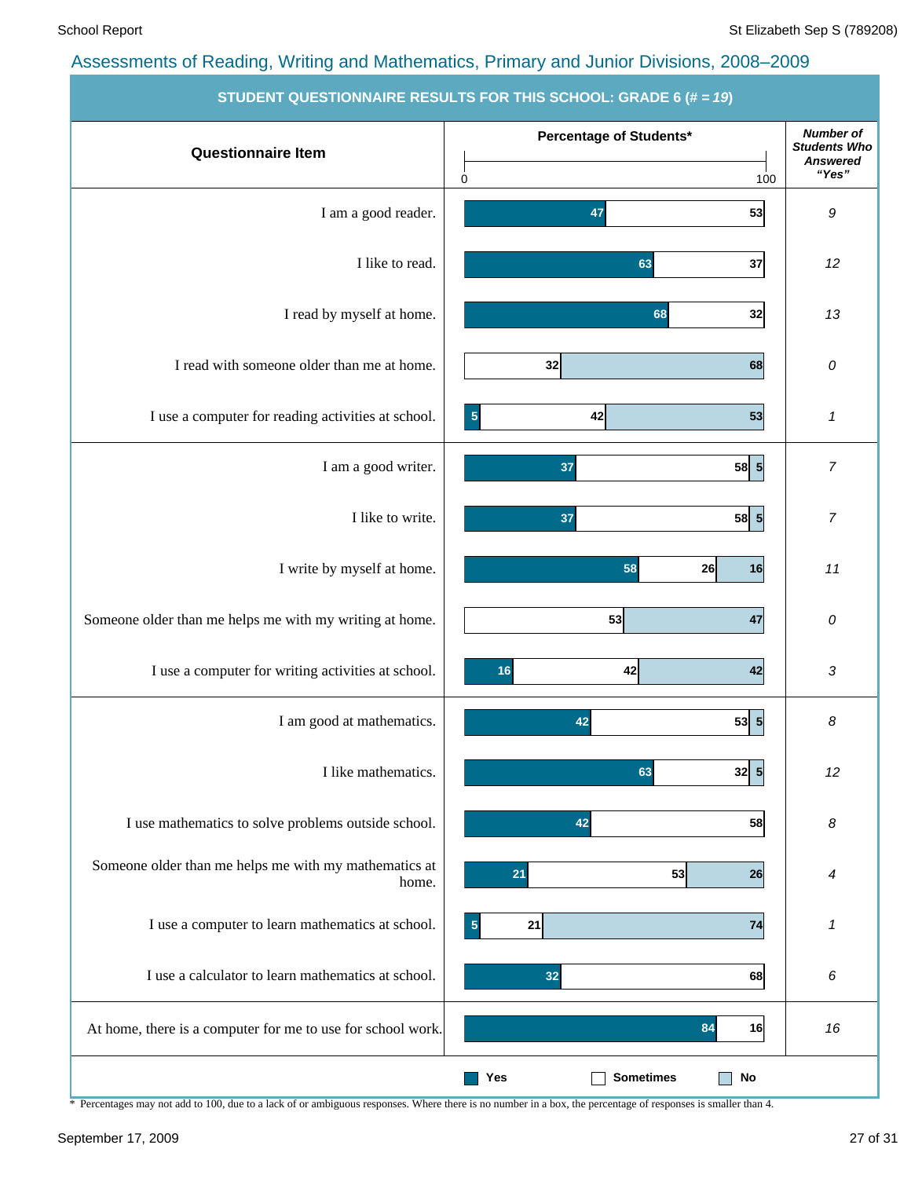## Assessments of Reading, Writing and Mathematics, Primary and Junior Divisions, 2008–2009

**STUDENT QUESTIONNAIRE RESULTS FOR THIS SCHOOL: GRADE 6 (# = *19*)**

| Questionnaire Item | Yes (%) | Sometimes (%) | No (%) | *Number of Students Who Answered "Yes"* |
|---|---|---|---|---|
| I am a good reader. | 47 | | 53 | 9 |
| I like to read. | 63 | | 37 | 12 |
| I read by myself at home. | 68 | | 32 | 13 |
| I read with someone older than me at home. | | 32 | 68 | 0 |
| I use a computer for reading activities at school. | 5 | 42 | 53 | 1 |
| I am a good writer. | 37 | 58 | 5 | 7 |
| I like to write. | 37 | 58 | 5 | 7 |
| I write by myself at home. | 58 | 26 | 16 | 11 |
| Someone older than me helps me with my writing at home. | | 53 | 47 | 0 |
| I use a computer for writing activities at school. | 16 | 42 | 42 | 3 |
| I am good at mathematics. | 42 | 53 | 5 | 8 |
| I like mathematics. | 63 | 32 | 5 | 12 |
| I use mathematics to solve problems outside school. | 42 | 58 | | 8 |
| Someone older than me helps me with my mathematics at home. | 21 | 53 | 26 | 4 |
| I use a computer to learn mathematics at school. | 5 | 21 | 74 | 1 |
| I use a calculator to learn mathematics at school. | 32 | 68 | | 6 |
| At home, there is a computer for me to use for school work. | 84 | | 16 | 16 |

Percentage of Students* (scale 0–100)

\* Percentages may not add to 100, due to a lack of or ambiguous responses. Where there is no number in a box, the percentage of responses is smaller than 4.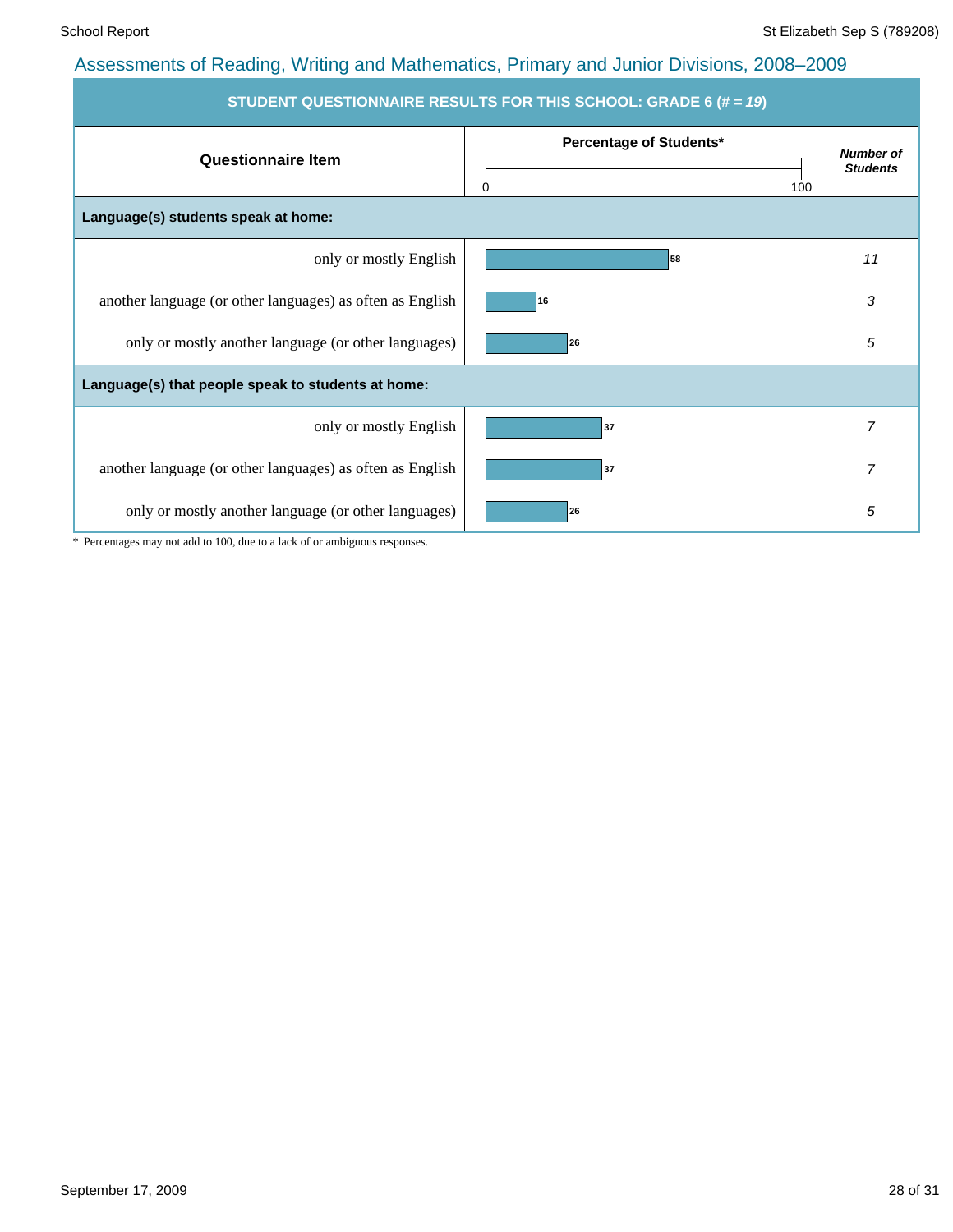## Assessments of Reading, Writing and Mathematics, Primary and Junior Divisions, 2008–2009

**STUDENT QUESTIONNAIRE RESULTS FOR THIS SCHOOL: GRADE 6 (# = *19*)**

| Questionnaire Item | Percentage of Students* (0–100) | *Number of Students* |
|---|---|---|
| **Language(s) students speak at home:** | | |
| only or mostly English | 58 | *11* |
| another language (or other languages) as often as English | 16 | *3* |
| only or mostly another language (or other languages) | 26 | *5* |
| **Language(s) that people speak to students at home:** | | |
| only or mostly English | 37 | *7* |
| another language (or other languages) as often as English | 37 | *7* |
| only or mostly another language (or other languages) | 26 | *5* |

* Percentages may not add to 100, due to a lack of or ambiguous responses.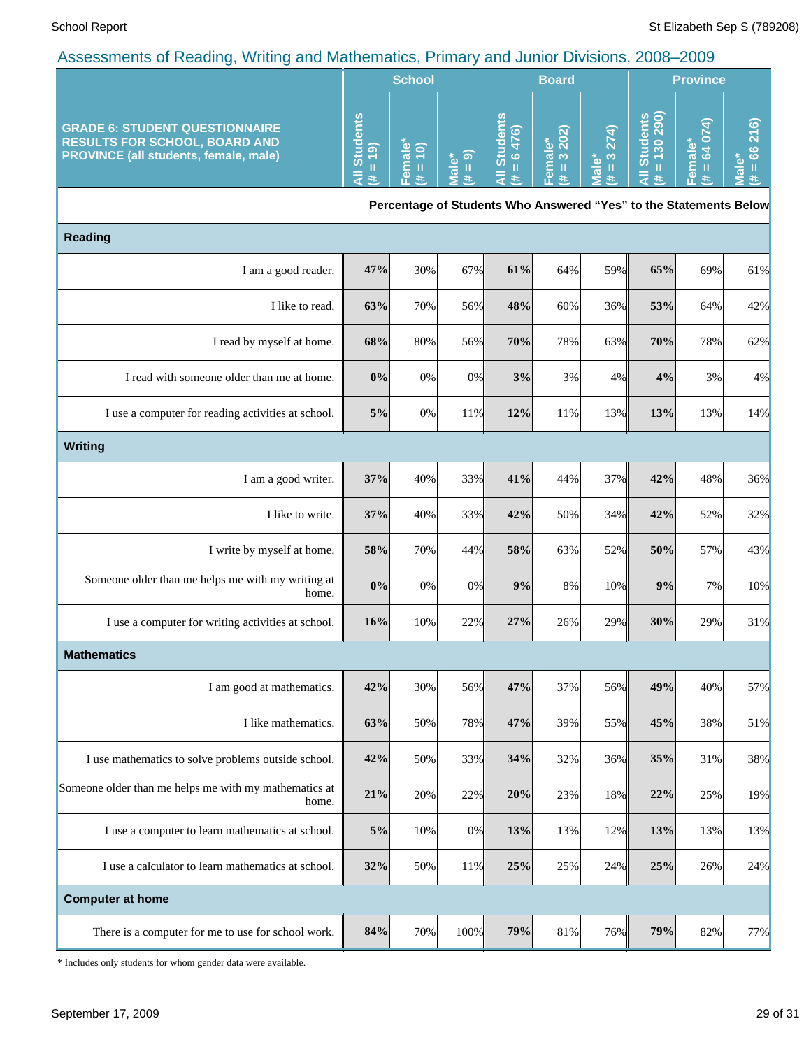## Assessments of Reading, Writing and Mathematics, Primary and Junior Divisions, 2008–2009

| GRADE 6: STUDENT QUESTIONNAIRE RESULTS FOR SCHOOL, BOARD AND PROVINCE (all students, female, male) | School | | | Board | | | Province | | |
|---|---|---|---|---|---|---|---|---|---|
| | All Students (# = 19) | Female* (# = 10) | Male* (# = 9) | All Students (# = 6 476) | Female* (# = 3 202) | Male* (# = 3 274) | All Students (# = 130 290) | Female* (# = 64 074) | Male* (# = 66 216) |
| | Percentage of Students Who Answered "Yes" to the Statements Below | | | | | | | | |
| **Reading** | | | | | | | | | |
| I am a good reader. | **47%** | 30% | 67% | **61%** | 64% | 59% | **65%** | 69% | 61% |
| I like to read. | **63%** | 70% | 56% | **48%** | 60% | 36% | **53%** | 64% | 42% |
| I read by myself at home. | **68%** | 80% | 56% | **70%** | 78% | 63% | **70%** | 78% | 62% |
| I read with someone older than me at home. | **0%** | 0% | 0% | **3%** | 3% | 4% | **4%** | 3% | 4% |
| I use a computer for reading activities at school. | **5%** | 0% | 11% | **12%** | 11% | 13% | **13%** | 13% | 14% |
| **Writing** | | | | | | | | | |
| I am a good writer. | **37%** | 40% | 33% | **41%** | 44% | 37% | **42%** | 48% | 36% |
| I like to write. | **37%** | 40% | 33% | **42%** | 50% | 34% | **42%** | 52% | 32% |
| I write by myself at home. | **58%** | 70% | 44% | **58%** | 63% | 52% | **50%** | 57% | 43% |
| Someone older than me helps me with my writing at home. | **0%** | 0% | 0% | **9%** | 8% | 10% | **9%** | 7% | 10% |
| I use a computer for writing activities at school. | **16%** | 10% | 22% | **27%** | 26% | 29% | **30%** | 29% | 31% |
| **Mathematics** | | | | | | | | | |
| I am good at mathematics. | **42%** | 30% | 56% | **47%** | 37% | 56% | **49%** | 40% | 57% |
| I like mathematics. | **63%** | 50% | 78% | **47%** | 39% | 55% | **45%** | 38% | 51% |
| I use mathematics to solve problems outside school. | **42%** | 50% | 33% | **34%** | 32% | 36% | **35%** | 31% | 38% |
| Someone older than me helps me with my mathematics at home. | **21%** | 20% | 22% | **20%** | 23% | 18% | **22%** | 25% | 19% |
| I use a computer to learn mathematics at school. | **5%** | 10% | 0% | **13%** | 13% | 12% | **13%** | 13% | 13% |
| I use a calculator to learn mathematics at school. | **32%** | 50% | 11% | **25%** | 25% | 24% | **25%** | 26% | 24% |
| **Computer at home** | | | | | | | | | |
| There is a computer for me to use for school work. | **84%** | 70% | 100% | **79%** | 81% | 76% | **79%** | 82% | 77% |

\* Includes only students for whom gender data were available.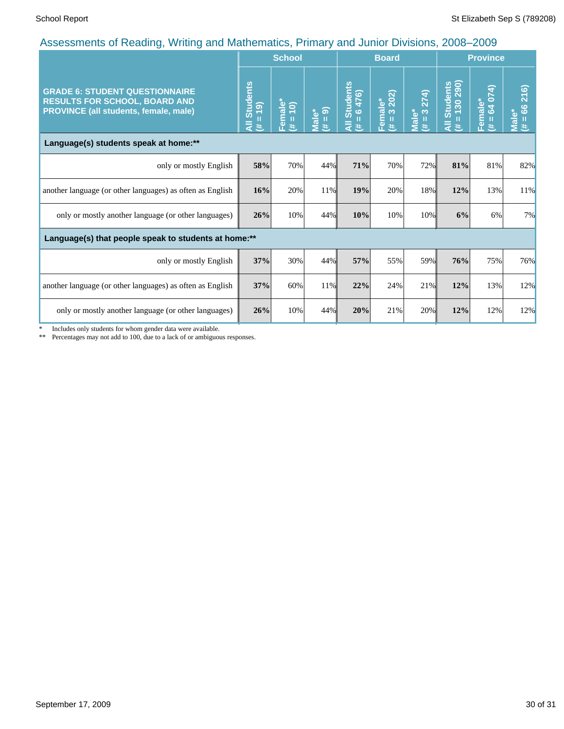## Assessments of Reading, Writing and Mathematics, Primary and Junior Divisions, 2008–2009

| GRADE 6: STUDENT QUESTIONNAIRE RESULTS FOR SCHOOL, BOARD AND PROVINCE (all students, female, male) | School | | | Board | | | Province | | |
|---|---|---|---|---|---|---|---|---|---|
| | All Students (# = 19) | Female* (# = 10) | Male* (# = 9) | All Students (# = 6 476) | Female* (# = 3 202) | Male* (# = 3 274) | All Students (# = 130 290) | Female* (# = 64 074) | Male* (# = 66 216) |
| **Language(s) students speak at home:**** | | | | | | | | | |
| only or mostly English | **58%** | 70% | 44% | **71%** | 70% | 72% | **81%** | 81% | 82% |
| another language (or other languages) as often as English | **16%** | 20% | 11% | **19%** | 20% | 18% | **12%** | 13% | 11% |
| only or mostly another language (or other languages) | **26%** | 10% | 44% | **10%** | 10% | 10% | **6%** | 6% | 7% |
| **Language(s) that people speak to students at home:**** | | | | | | | | | |
| only or mostly English | **37%** | 30% | 44% | **57%** | 55% | 59% | **76%** | 75% | 76% |
| another language (or other languages) as often as English | **37%** | 60% | 11% | **22%** | 24% | 21% | **12%** | 13% | 12% |
| only or mostly another language (or other languages) | **26%** | 10% | 44% | **20%** | 21% | 20% | **12%** | 12% | 12% |

\* Includes only students for whom gender data were available.

** Percentages may not add to 100, due to a lack of or ambiguous responses.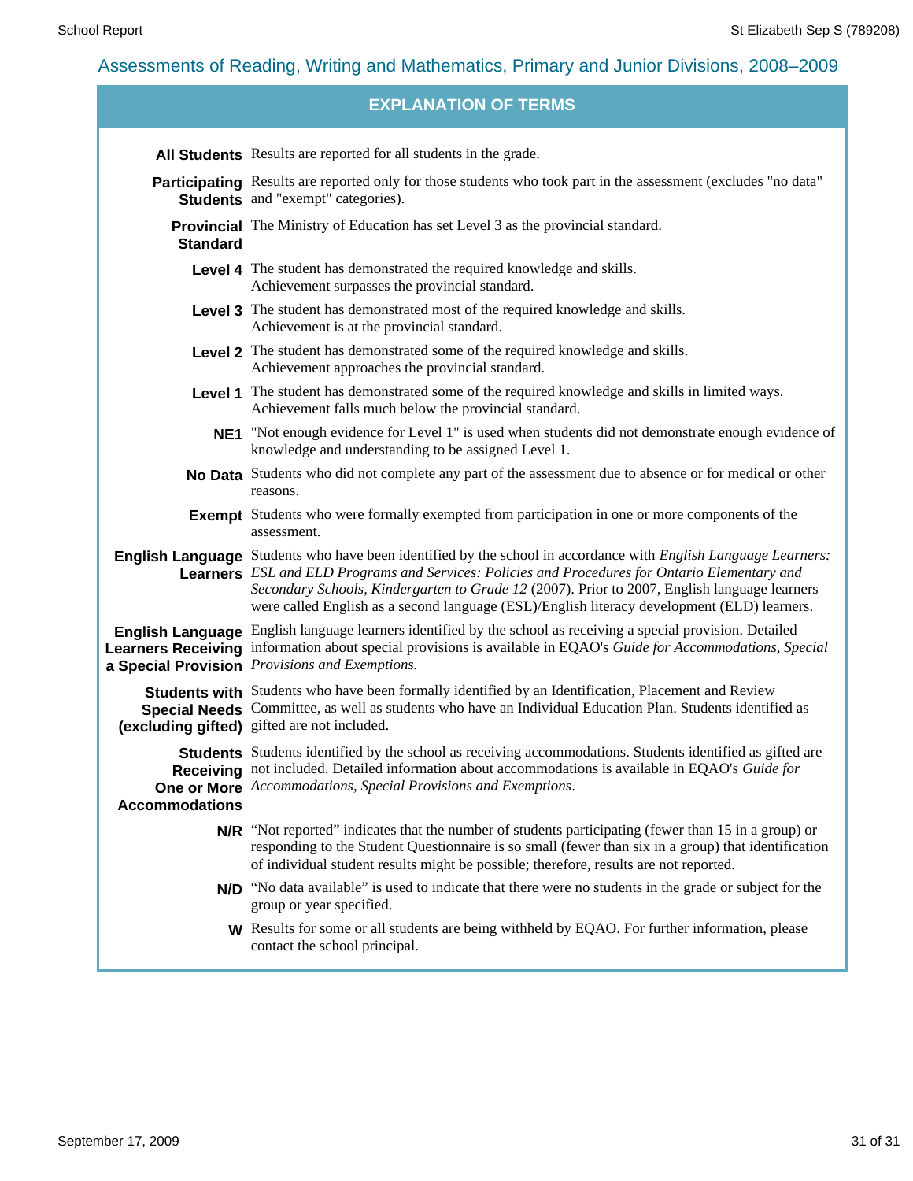## Assessments of Reading, Writing and Mathematics, Primary and Junior Divisions, 2008–2009

### EXPLANATION OF TERMS

**All Students** Results are reported for all students in the grade.

**Participating Students** Results are reported only for those students who took part in the assessment (excludes "no data" and "exempt" categories).

**Provincial Standard** The Ministry of Education has set Level 3 as the provincial standard.

**Level 4** The student has demonstrated the required knowledge and skills. Achievement surpasses the provincial standard.

**Level 3** The student has demonstrated most of the required knowledge and skills. Achievement is at the provincial standard.

**Level 2** The student has demonstrated some of the required knowledge and skills. Achievement approaches the provincial standard.

**Level 1** The student has demonstrated some of the required knowledge and skills in limited ways. Achievement falls much below the provincial standard.

**NE1** "Not enough evidence for Level 1" is used when students did not demonstrate enough evidence of knowledge and understanding to be assigned Level 1.

**No Data** Students who did not complete any part of the assessment due to absence or for medical or other reasons.

**Exempt** Students who were formally exempted from participation in one or more components of the assessment.

**English Language Learners** Students who have been identified by the school in accordance with *English Language Learners: ESL and ELD Programs and Services: Policies and Procedures for Ontario Elementary and Secondary Schools, Kindergarten to Grade 12* (2007). Prior to 2007, English language learners were called English as a second language (ESL)/English literacy development (ELD) learners.

**English Language Learners Receiving a Special Provision** English language learners identified by the school as receiving a special provision. Detailed information about special provisions is available in EQAO's *Guide for Accommodations, Special Provisions and Exemptions.*

**Students with Special Needs (excluding gifted)** Students who have been formally identified by an Identification, Placement and Review Committee, as well as students who have an Individual Education Plan. Students identified as gifted are not included.

**Students Receiving One or More Accommodations** Students identified by the school as receiving accommodations. Students identified as gifted are not included. Detailed information about accommodations is available in EQAO's *Guide for Accommodations, Special Provisions and Exemptions*.

**N/R** "Not reported" indicates that the number of students participating (fewer than 15 in a group) or responding to the Student Questionnaire is so small (fewer than six in a group) that identification of individual student results might be possible; therefore, results are not reported.

**N/D** "No data available" is used to indicate that there were no students in the grade or subject for the group or year specified.

**W** Results for some or all students are being withheld by EQAO. For further information, please contact the school principal.